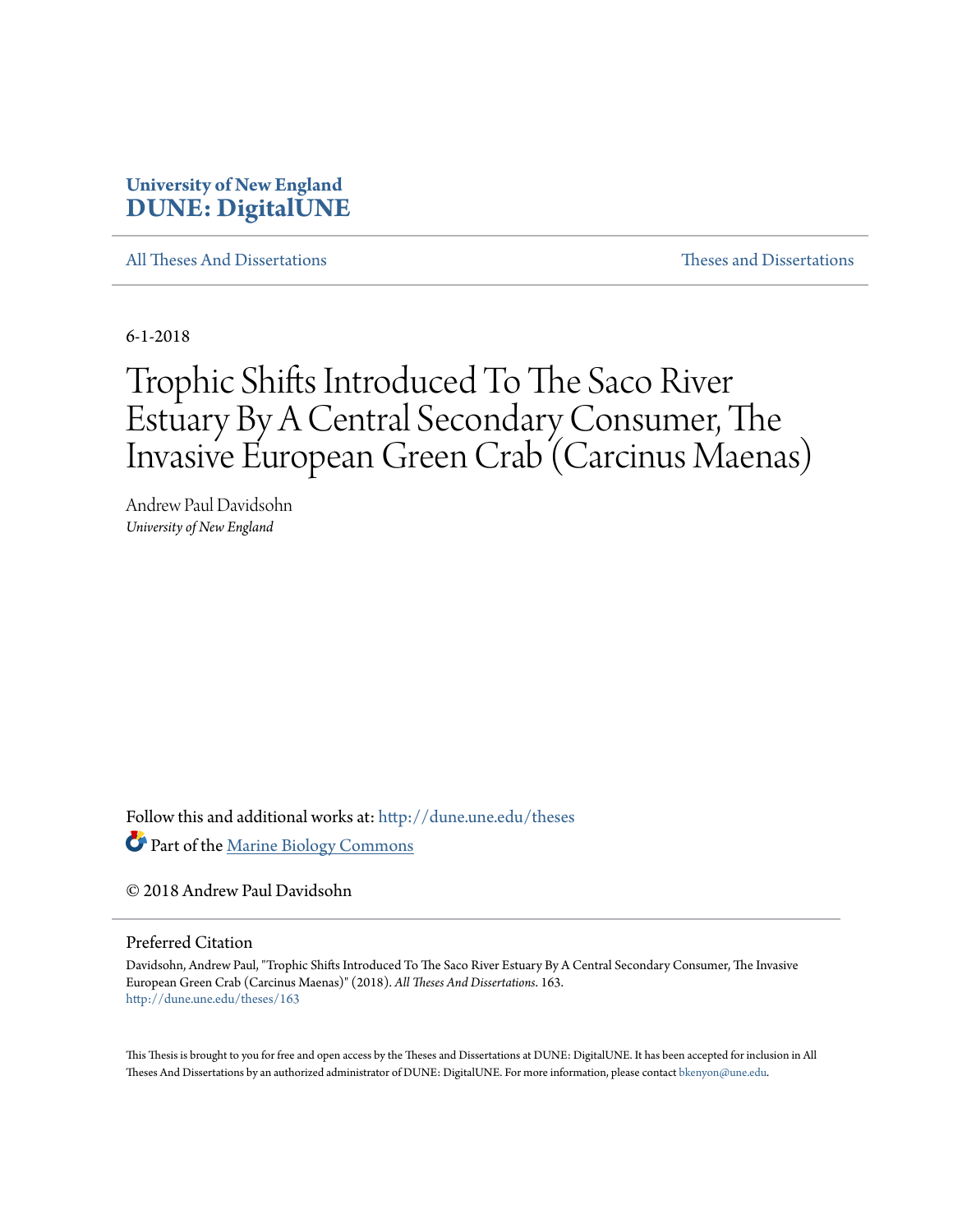# University of New England
# DUNE: DigitalUNE

All Theses And Dissertations | Theses and Dissertations

6-1-2018

# Trophic Shifts Introduced To The Saco River Estuary By A Central Secondary Consumer, The Invasive European Green Crab (Carcinus Maenas)

Andrew Paul Davidsohn
*University of New England*

Follow this and additional works at: http://dune.une.edu/theses

Part of the Marine Biology Commons

© 2018 Andrew Paul Davidsohn

## Preferred Citation

Davidsohn, Andrew Paul, "Trophic Shifts Introduced To The Saco River Estuary By A Central Secondary Consumer, The Invasive European Green Crab (Carcinus Maenas)" (2018). *All Theses And Dissertations*. 163.
http://dune.une.edu/theses/163

This Thesis is brought to you for free and open access by the Theses and Dissertations at DUNE: DigitalUNE. It has been accepted for inclusion in All Theses And Dissertations by an authorized administrator of DUNE: DigitalUNE. For more information, please contact bkenyon@une.edu.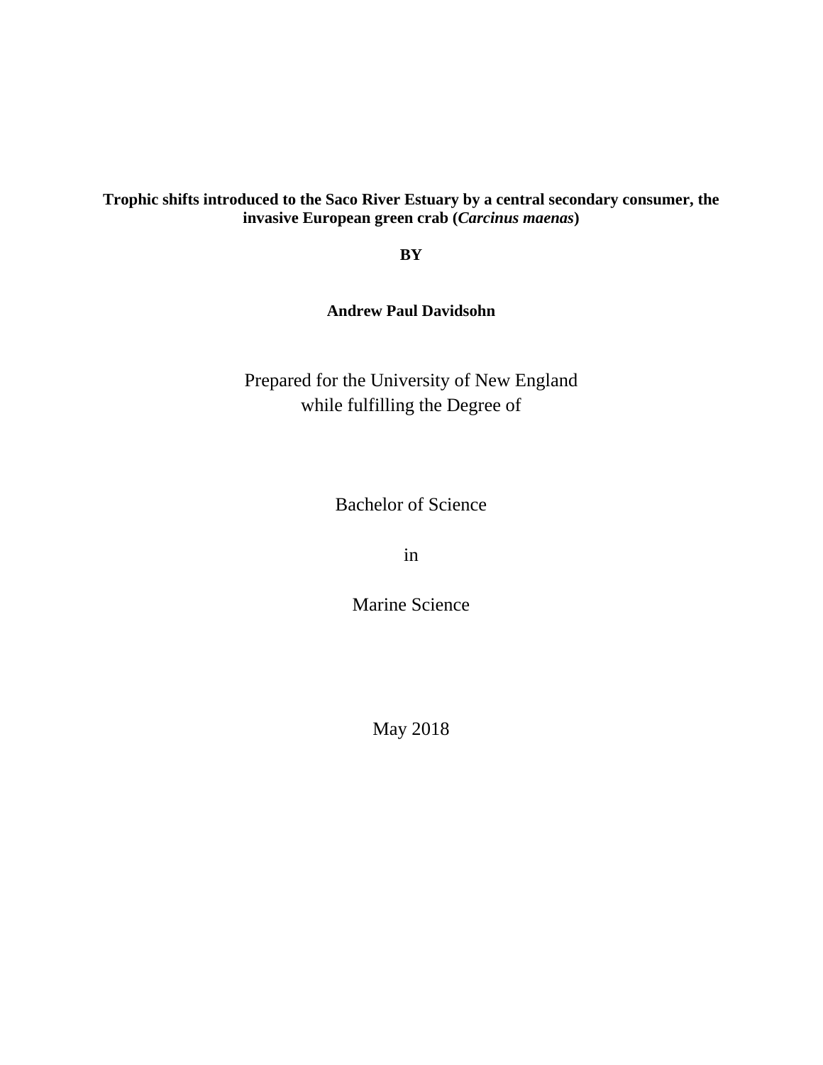**Trophic shifts introduced to the Saco River Estuary by a central secondary consumer, the invasive European green crab (*Carcinus maenas*)**

**BY**

**Andrew Paul Davidsohn**

Prepared for the University of New England
while fulfilling the Degree of

Bachelor of Science

in

Marine Science

May 2018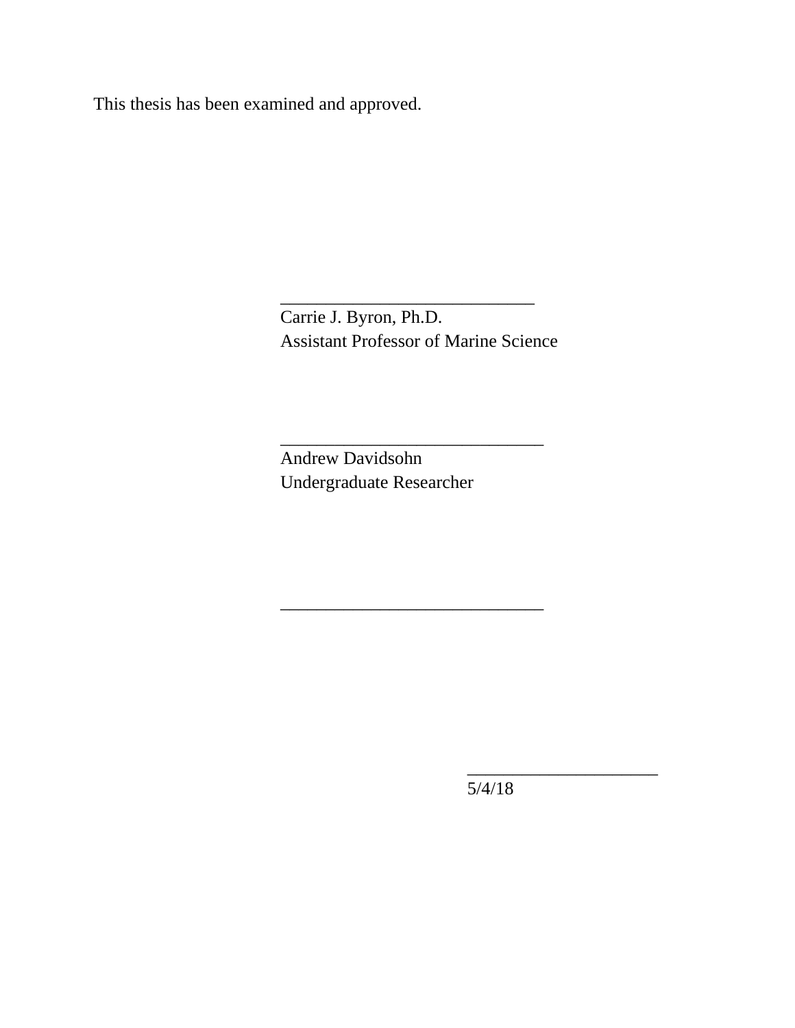This thesis has been examined and approved.

_____________________________
Carrie J. Byron, Ph.D.
Assistant Professor of Marine Science

______________________________
Andrew Davidsohn
Undergraduate Researcher

______________________________

_____________________
5/4/18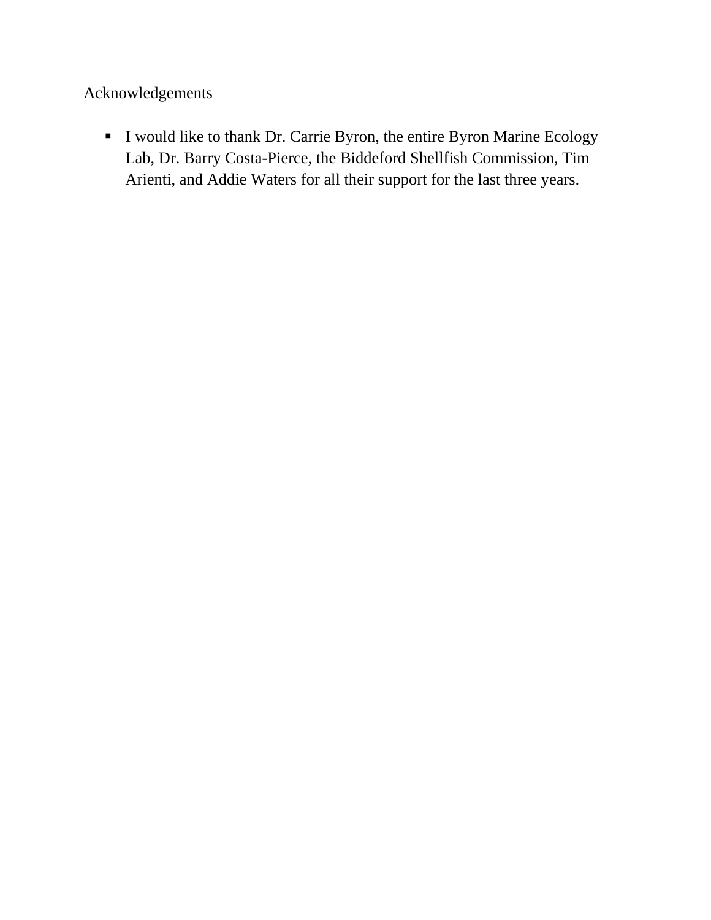# Acknowledgements

- I would like to thank Dr. Carrie Byron, the entire Byron Marine Ecology Lab, Dr. Barry Costa-Pierce, the Biddeford Shellfish Commission, Tim Arienti, and Addie Waters for all their support for the last three years.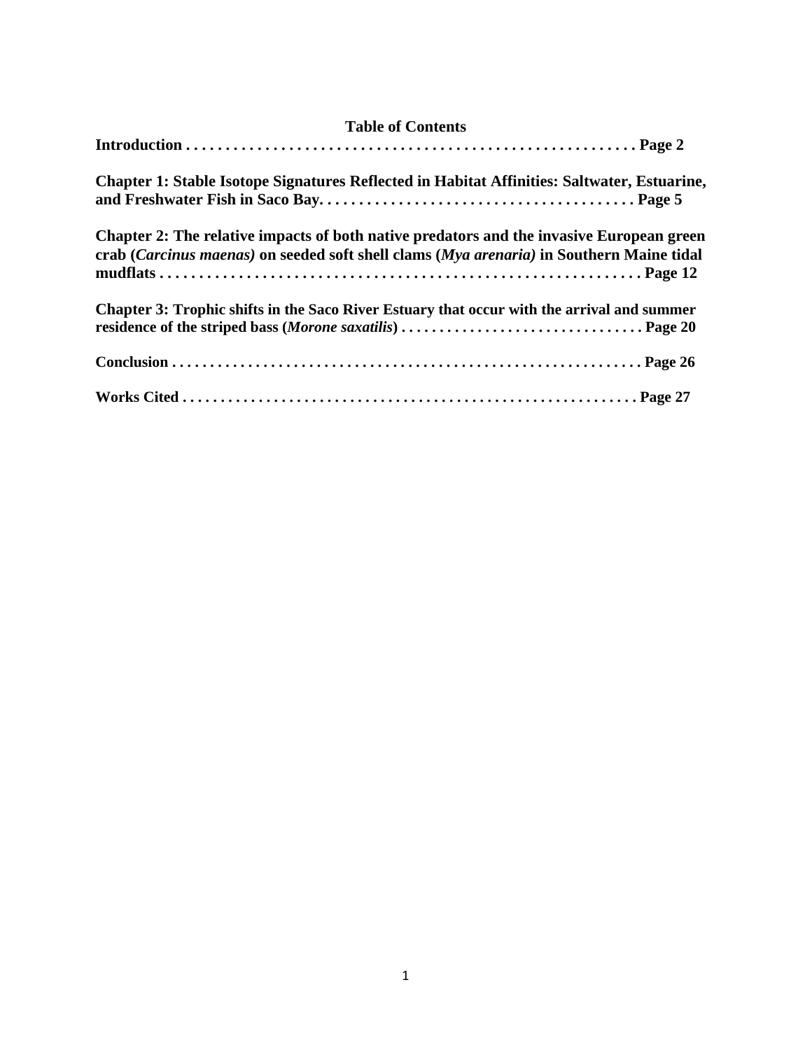# Table of Contents

**Introduction . . . . . . . . . . . . . . . . . . . . . . . . . . . . . . . . . . . . . . . . . . . . . . . . . . . . . . . . Page 2**

**Chapter 1: Stable Isotope Signatures Reflected in Habitat Affinities: Saltwater, Estuarine, and Freshwater Fish in Saco Bay. . . . . . . . . . . . . . . . . . . . . . . . . . . . . . . . . . . . . . . Page 5**

**Chapter 2: The relative impacts of both native predators and the invasive European green crab (*Carcinus maenas)* on seeded soft shell clams (*Mya arenaria)* in Southern Maine tidal mudflats . . . . . . . . . . . . . . . . . . . . . . . . . . . . . . . . . . . . . . . . . . . . . . . . . . . . . . . . . . . . Page 12**

**Chapter 3: Trophic shifts in the Saco River Estuary that occur with the arrival and summer residence of the striped bass (*Morone saxatilis*) . . . . . . . . . . . . . . . . . . . . . . . . . . . . . . . . Page 20**

**Conclusion . . . . . . . . . . . . . . . . . . . . . . . . . . . . . . . . . . . . . . . . . . . . . . . . . . . . . . . . . . . . . Page 26**

**Works Cited . . . . . . . . . . . . . . . . . . . . . . . . . . . . . . . . . . . . . . . . . . . . . . . . . . . . . . . . . . . Page 27**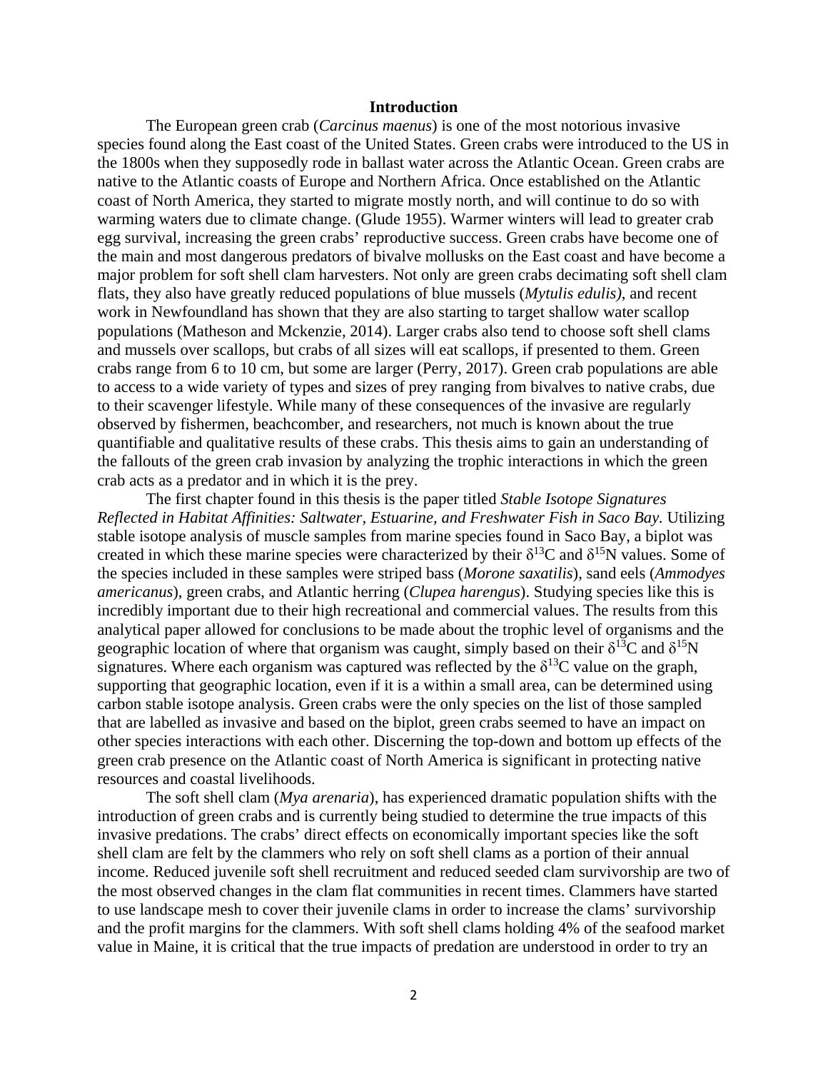## Introduction

The European green crab (*Carcinus maenus*) is one of the most notorious invasive species found along the East coast of the United States. Green crabs were introduced to the US in the 1800s when they supposedly rode in ballast water across the Atlantic Ocean. Green crabs are native to the Atlantic coasts of Europe and Northern Africa. Once established on the Atlantic coast of North America, they started to migrate mostly north, and will continue to do so with warming waters due to climate change. (Glude 1955). Warmer winters will lead to greater crab egg survival, increasing the green crabs' reproductive success. Green crabs have become one of the main and most dangerous predators of bivalve mollusks on the East coast and have become a major problem for soft shell clam harvesters. Not only are green crabs decimating soft shell clam flats, they also have greatly reduced populations of blue mussels (*Mytulis edulis)*, and recent work in Newfoundland has shown that they are also starting to target shallow water scallop populations (Matheson and Mckenzie, 2014). Larger crabs also tend to choose soft shell clams and mussels over scallops, but crabs of all sizes will eat scallops, if presented to them. Green crabs range from 6 to 10 cm, but some are larger (Perry, 2017). Green crab populations are able to access to a wide variety of types and sizes of prey ranging from bivalves to native crabs, due to their scavenger lifestyle. While many of these consequences of the invasive are regularly observed by fishermen, beachcomber, and researchers, not much is known about the true quantifiable and qualitative results of these crabs. This thesis aims to gain an understanding of the fallouts of the green crab invasion by analyzing the trophic interactions in which the green crab acts as a predator and in which it is the prey.

The first chapter found in this thesis is the paper titled *Stable Isotope Signatures Reflected in Habitat Affinities: Saltwater, Estuarine, and Freshwater Fish in Saco Bay.* Utilizing stable isotope analysis of muscle samples from marine species found in Saco Bay, a biplot was created in which these marine species were characterized by their $\delta^{13}C$ and $\delta^{15}N$ values. Some of the species included in these samples were striped bass (*Morone saxatilis*), sand eels (*Ammodyes americanus*), green crabs, and Atlantic herring (*Clupea harengus*). Studying species like this is incredibly important due to their high recreational and commercial values. The results from this analytical paper allowed for conclusions to be made about the trophic level of organisms and the geographic location of where that organism was caught, simply based on their $\delta^{13}C$ and $\delta^{15}N$ signatures. Where each organism was captured was reflected by the $\delta^{13}C$ value on the graph, supporting that geographic location, even if it is a within a small area, can be determined using carbon stable isotope analysis. Green crabs were the only species on the list of those sampled that are labelled as invasive and based on the biplot, green crabs seemed to have an impact on other species interactions with each other. Discerning the top-down and bottom up effects of the green crab presence on the Atlantic coast of North America is significant in protecting native resources and coastal livelihoods.

The soft shell clam (*Mya arenaria*), has experienced dramatic population shifts with the introduction of green crabs and is currently being studied to determine the true impacts of this invasive predations. The crabs' direct effects on economically important species like the soft shell clam are felt by the clammers who rely on soft shell clams as a portion of their annual income. Reduced juvenile soft shell recruitment and reduced seeded clam survivorship are two of the most observed changes in the clam flat communities in recent times. Clammers have started to use landscape mesh to cover their juvenile clams in order to increase the clams' survivorship and the profit margins for the clammers. With soft shell clams holding 4% of the seafood market value in Maine, it is critical that the true impacts of predation are understood in order to try an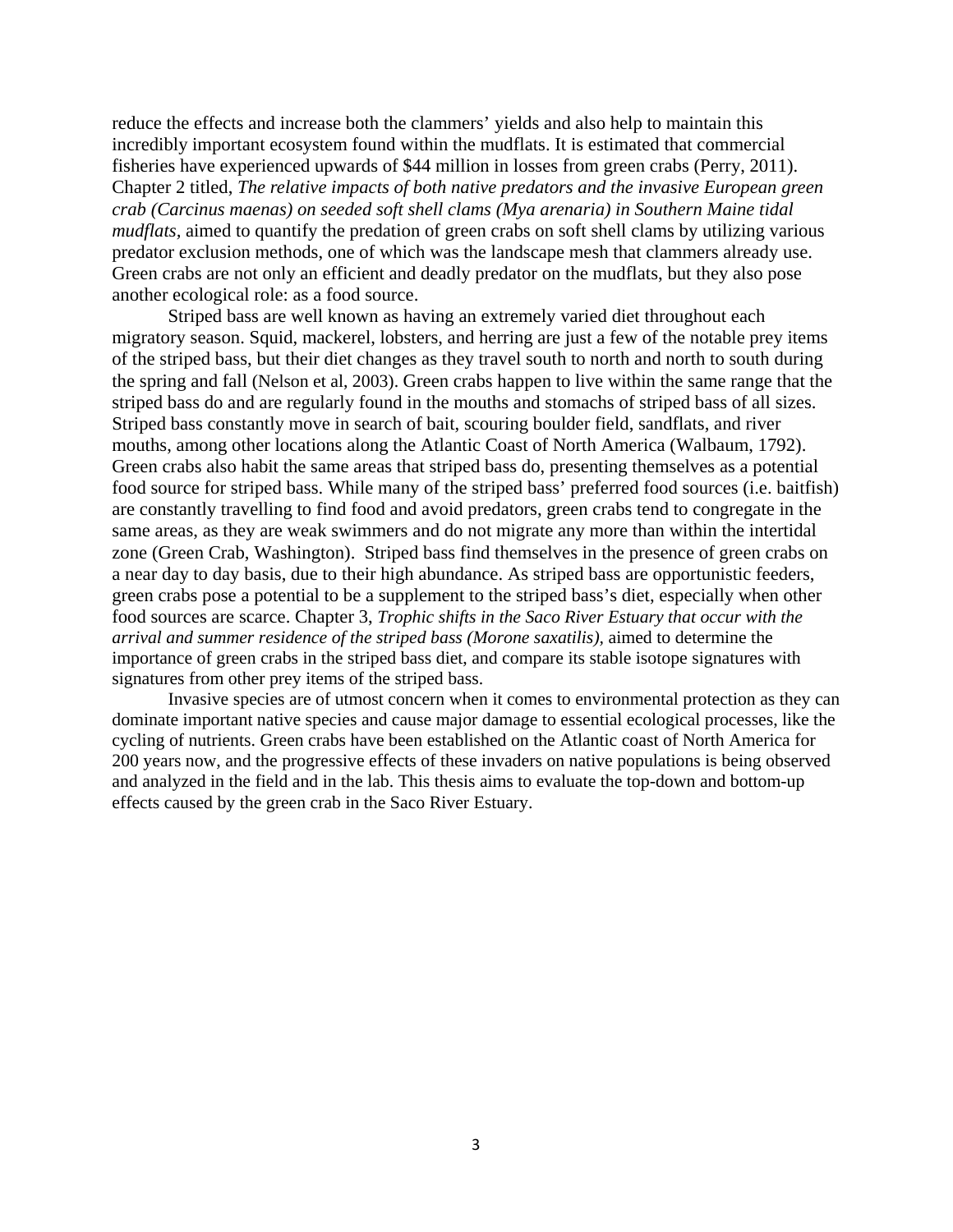reduce the effects and increase both the clammers' yields and also help to maintain this incredibly important ecosystem found within the mudflats. It is estimated that commercial fisheries have experienced upwards of $44 million in losses from green crabs (Perry, 2011). Chapter 2 titled, *The relative impacts of both native predators and the invasive European green crab (Carcinus maenas) on seeded soft shell clams (Mya arenaria) in Southern Maine tidal mudflats*, aimed to quantify the predation of green crabs on soft shell clams by utilizing various predator exclusion methods, one of which was the landscape mesh that clammers already use. Green crabs are not only an efficient and deadly predator on the mudflats, but they also pose another ecological role: as a food source.

Striped bass are well known as having an extremely varied diet throughout each migratory season. Squid, mackerel, lobsters, and herring are just a few of the notable prey items of the striped bass, but their diet changes as they travel south to north and north to south during the spring and fall (Nelson et al, 2003). Green crabs happen to live within the same range that the striped bass do and are regularly found in the mouths and stomachs of striped bass of all sizes. Striped bass constantly move in search of bait, scouring boulder field, sandflats, and river mouths, among other locations along the Atlantic Coast of North America (Walbaum, 1792). Green crabs also habit the same areas that striped bass do, presenting themselves as a potential food source for striped bass. While many of the striped bass' preferred food sources (i.e. baitfish) are constantly travelling to find food and avoid predators, green crabs tend to congregate in the same areas, as they are weak swimmers and do not migrate any more than within the intertidal zone (Green Crab, Washington). Striped bass find themselves in the presence of green crabs on a near day to day basis, due to their high abundance. As striped bass are opportunistic feeders, green crabs pose a potential to be a supplement to the striped bass's diet, especially when other food sources are scarce. Chapter 3, *Trophic shifts in the Saco River Estuary that occur with the arrival and summer residence of the striped bass (Morone saxatilis)*, aimed to determine the importance of green crabs in the striped bass diet, and compare its stable isotope signatures with signatures from other prey items of the striped bass.

Invasive species are of utmost concern when it comes to environmental protection as they can dominate important native species and cause major damage to essential ecological processes, like the cycling of nutrients. Green crabs have been established on the Atlantic coast of North America for 200 years now, and the progressive effects of these invaders on native populations is being observed and analyzed in the field and in the lab. This thesis aims to evaluate the top-down and bottom-up effects caused by the green crab in the Saco River Estuary.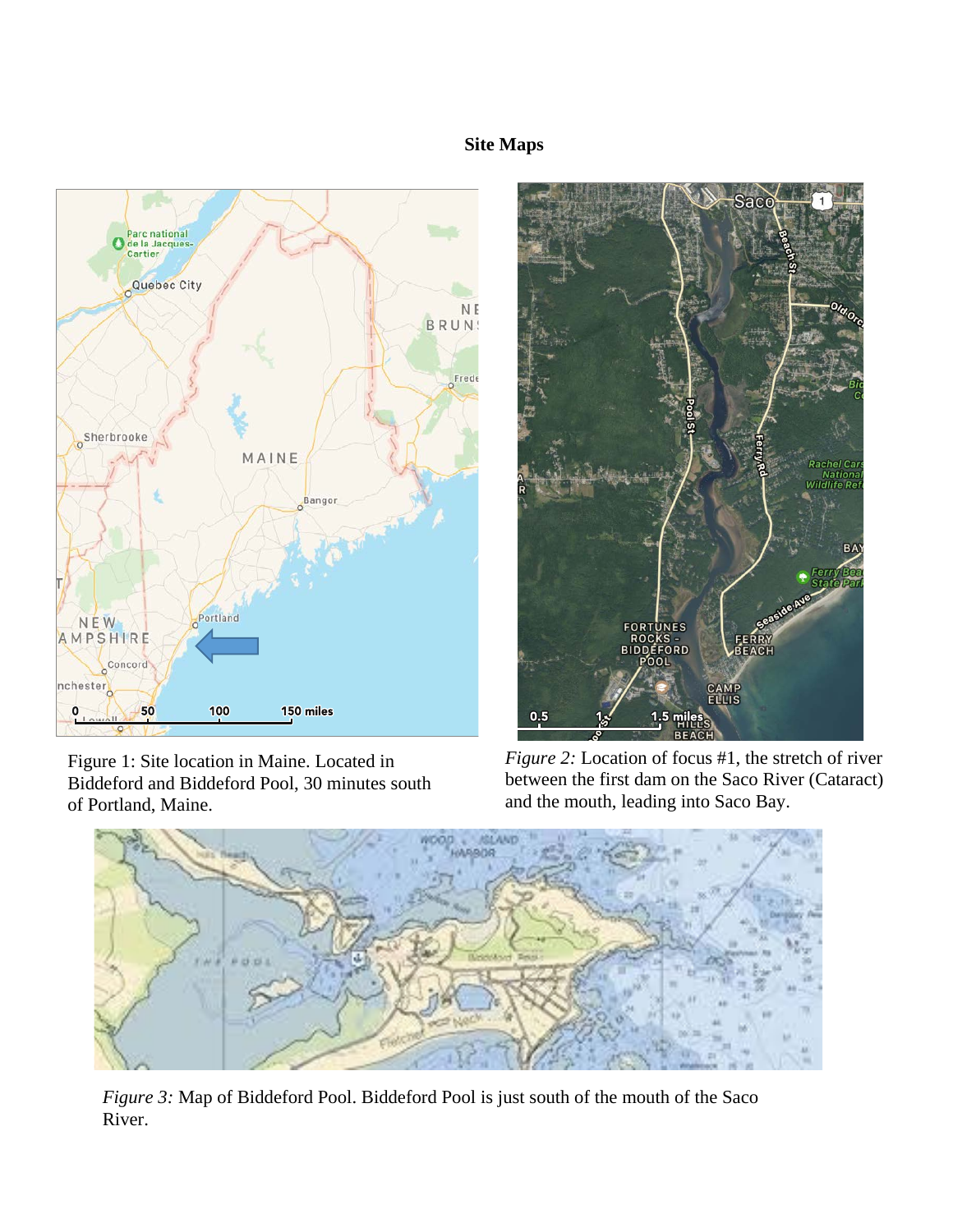# Site Maps

Figure 1: Site location in Maine. Located in Biddeford and Biddeford Pool, 30 minutes south of Portland, Maine.

*Figure 2:* Location of focus #1, the stretch of river between the first dam on the Saco River (Cataract) and the mouth, leading into Saco Bay.

*Figure 3:* Map of Biddeford Pool. Biddeford Pool is just south of the mouth of the Saco River.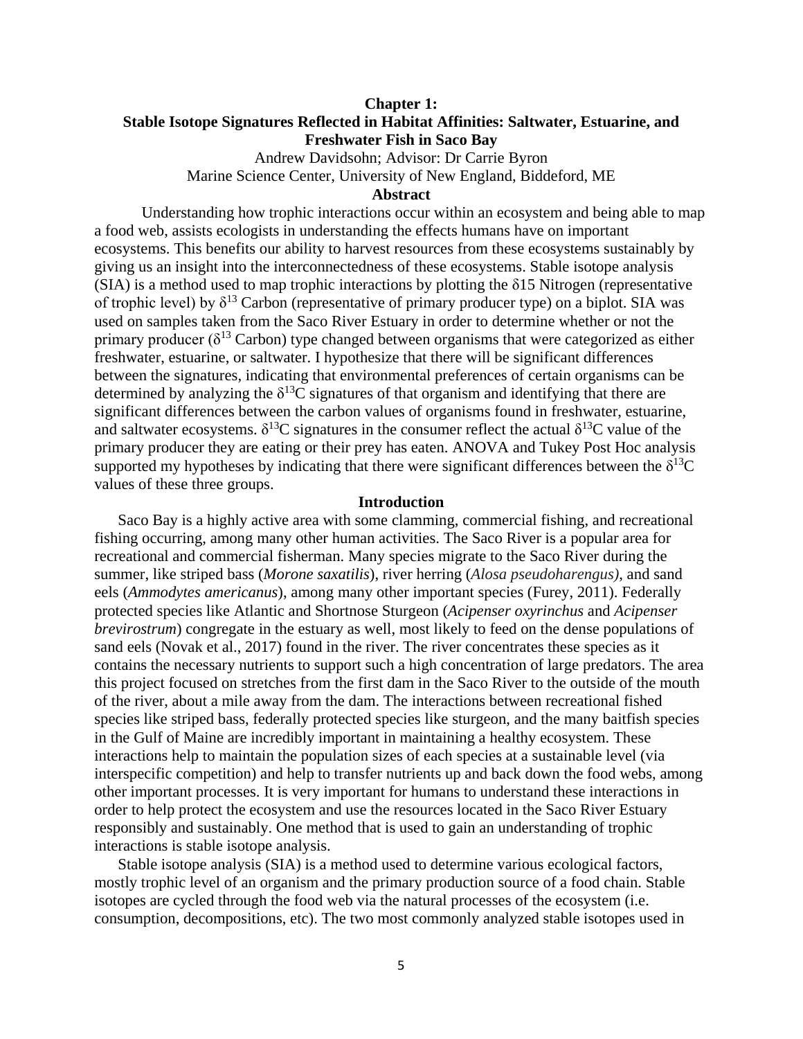# Chapter 1: Stable Isotope Signatures Reflected in Habitat Affinities: Saltwater, Estuarine, and Freshwater Fish in Saco Bay

Andrew Davidsohn; Advisor: Dr Carrie Byron

Marine Science Center, University of New England, Biddeford, ME

## Abstract

Understanding how trophic interactions occur within an ecosystem and being able to map a food web, assists ecologists in understanding the effects humans have on important ecosystems. This benefits our ability to harvest resources from these ecosystems sustainably by giving us an insight into the interconnectedness of these ecosystems. Stable isotope analysis (SIA) is a method used to map trophic interactions by plotting the δ15 Nitrogen (representative of trophic level) by $\delta^{13}$ Carbon (representative of primary producer type) on a biplot. SIA was used on samples taken from the Saco River Estuary in order to determine whether or not the primary producer ($\delta^{13}$ Carbon) type changed between organisms that were categorized as either freshwater, estuarine, or saltwater. I hypothesize that there will be significant differences between the signatures, indicating that environmental preferences of certain organisms can be determined by analyzing the $\delta^{13}$C signatures of that organism and identifying that there are significant differences between the carbon values of organisms found in freshwater, estuarine, and saltwater ecosystems. $\delta^{13}$C signatures in the consumer reflect the actual $\delta^{13}$C value of the primary producer they are eating or their prey has eaten. ANOVA and Tukey Post Hoc analysis supported my hypotheses by indicating that there were significant differences between the $\delta^{13}$C values of these three groups.

## Introduction

Saco Bay is a highly active area with some clamming, commercial fishing, and recreational fishing occurring, among many other human activities. The Saco River is a popular area for recreational and commercial fisherman. Many species migrate to the Saco River during the summer, like striped bass (*Morone saxatilis*), river herring (*Alosa pseudoharengus)*, and sand eels (*Ammodytes americanus*), among many other important species (Furey, 2011). Federally protected species like Atlantic and Shortnose Sturgeon (*Acipenser oxyrinchus* and *Acipenser brevirostrum*) congregate in the estuary as well, most likely to feed on the dense populations of sand eels (Novak et al., 2017) found in the river. The river concentrates these species as it contains the necessary nutrients to support such a high concentration of large predators. The area this project focused on stretches from the first dam in the Saco River to the outside of the mouth of the river, about a mile away from the dam. The interactions between recreational fished species like striped bass, federally protected species like sturgeon, and the many baitfish species in the Gulf of Maine are incredibly important in maintaining a healthy ecosystem. These interactions help to maintain the population sizes of each species at a sustainable level (via interspecific competition) and help to transfer nutrients up and back down the food webs, among other important processes. It is very important for humans to understand these interactions in order to help protect the ecosystem and use the resources located in the Saco River Estuary responsibly and sustainably. One method that is used to gain an understanding of trophic interactions is stable isotope analysis.

Stable isotope analysis (SIA) is a method used to determine various ecological factors, mostly trophic level of an organism and the primary production source of a food chain. Stable isotopes are cycled through the food web via the natural processes of the ecosystem (i.e. consumption, decompositions, etc). The two most commonly analyzed stable isotopes used in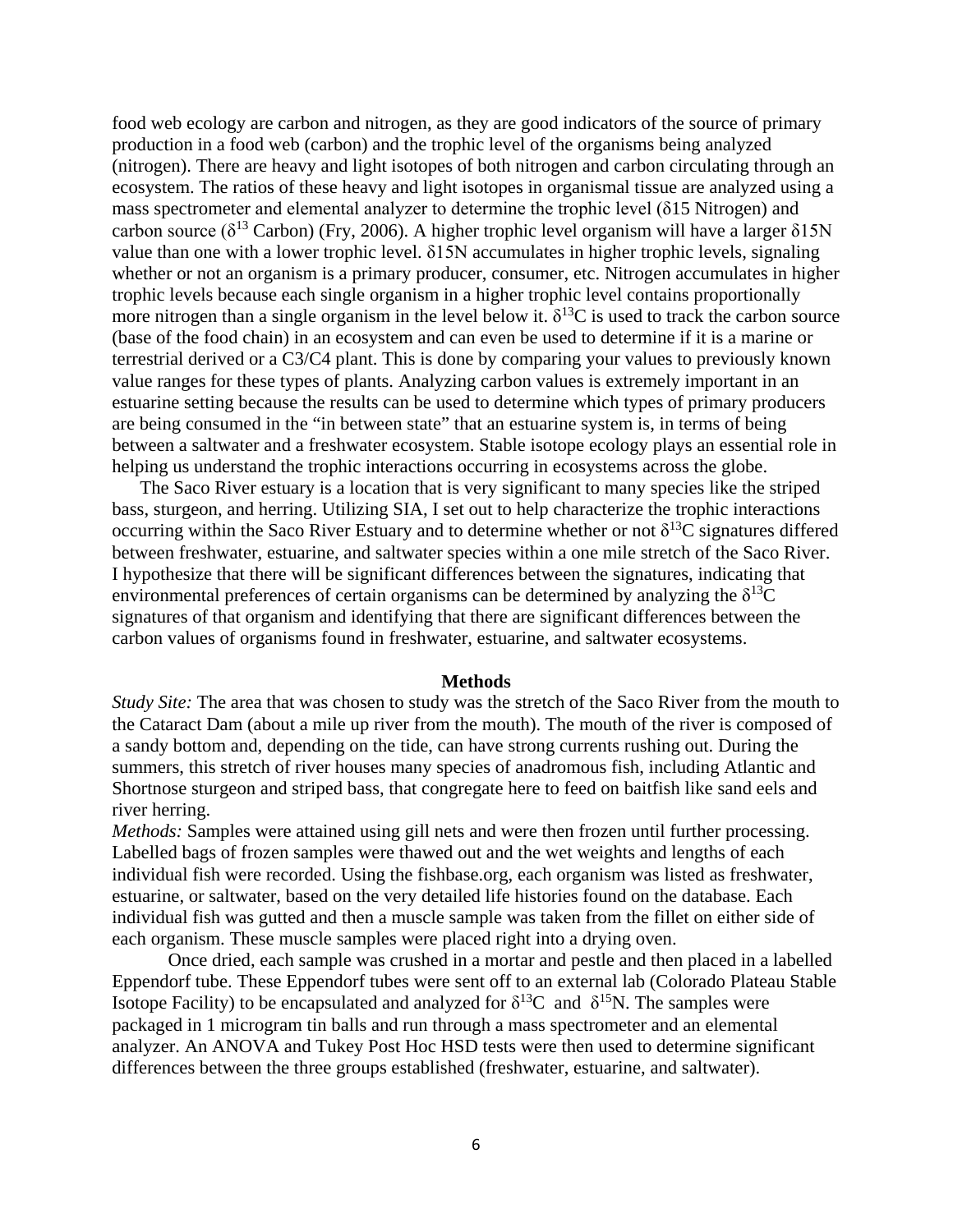food web ecology are carbon and nitrogen, as they are good indicators of the source of primary production in a food web (carbon) and the trophic level of the organisms being analyzed (nitrogen). There are heavy and light isotopes of both nitrogen and carbon circulating through an ecosystem. The ratios of these heavy and light isotopes in organismal tissue are analyzed using a mass spectrometer and elemental analyzer to determine the trophic level (δ15 Nitrogen) and carbon source ($\delta^{13}$ Carbon) (Fry, 2006). A higher trophic level organism will have a larger δ15N value than one with a lower trophic level. δ15N accumulates in higher trophic levels, signaling whether or not an organism is a primary producer, consumer, etc. Nitrogen accumulates in higher trophic levels because each single organism in a higher trophic level contains proportionally more nitrogen than a single organism in the level below it. $\delta^{13}$C is used to track the carbon source (base of the food chain) in an ecosystem and can even be used to determine if it is a marine or terrestrial derived or a C3/C4 plant. This is done by comparing your values to previously known value ranges for these types of plants. Analyzing carbon values is extremely important in an estuarine setting because the results can be used to determine which types of primary producers are being consumed in the "in between state" that an estuarine system is, in terms of being between a saltwater and a freshwater ecosystem. Stable isotope ecology plays an essential role in helping us understand the trophic interactions occurring in ecosystems across the globe.

The Saco River estuary is a location that is very significant to many species like the striped bass, sturgeon, and herring. Utilizing SIA, I set out to help characterize the trophic interactions occurring within the Saco River Estuary and to determine whether or not $\delta^{13}$C signatures differed between freshwater, estuarine, and saltwater species within a one mile stretch of the Saco River. I hypothesize that there will be significant differences between the signatures, indicating that environmental preferences of certain organisms can be determined by analyzing the $\delta^{13}$C signatures of that organism and identifying that there are significant differences between the carbon values of organisms found in freshwater, estuarine, and saltwater ecosystems.

## Methods

*Study Site:* The area that was chosen to study was the stretch of the Saco River from the mouth to the Cataract Dam (about a mile up river from the mouth). The mouth of the river is composed of a sandy bottom and, depending on the tide, can have strong currents rushing out. During the summers, this stretch of river houses many species of anadromous fish, including Atlantic and Shortnose sturgeon and striped bass, that congregate here to feed on baitfish like sand eels and river herring.

*Methods:* Samples were attained using gill nets and were then frozen until further processing. Labelled bags of frozen samples were thawed out and the wet weights and lengths of each individual fish were recorded. Using the fishbase.org, each organism was listed as freshwater, estuarine, or saltwater, based on the very detailed life histories found on the database. Each individual fish was gutted and then a muscle sample was taken from the fillet on either side of each organism. These muscle samples were placed right into a drying oven.

Once dried, each sample was crushed in a mortar and pestle and then placed in a labelled Eppendorf tube. These Eppendorf tubes were sent off to an external lab (Colorado Plateau Stable Isotope Facility) to be encapsulated and analyzed for $\delta^{13}$C and $\delta^{15}$N. The samples were packaged in 1 microgram tin balls and run through a mass spectrometer and an elemental analyzer. An ANOVA and Tukey Post Hoc HSD tests were then used to determine significant differences between the three groups established (freshwater, estuarine, and saltwater).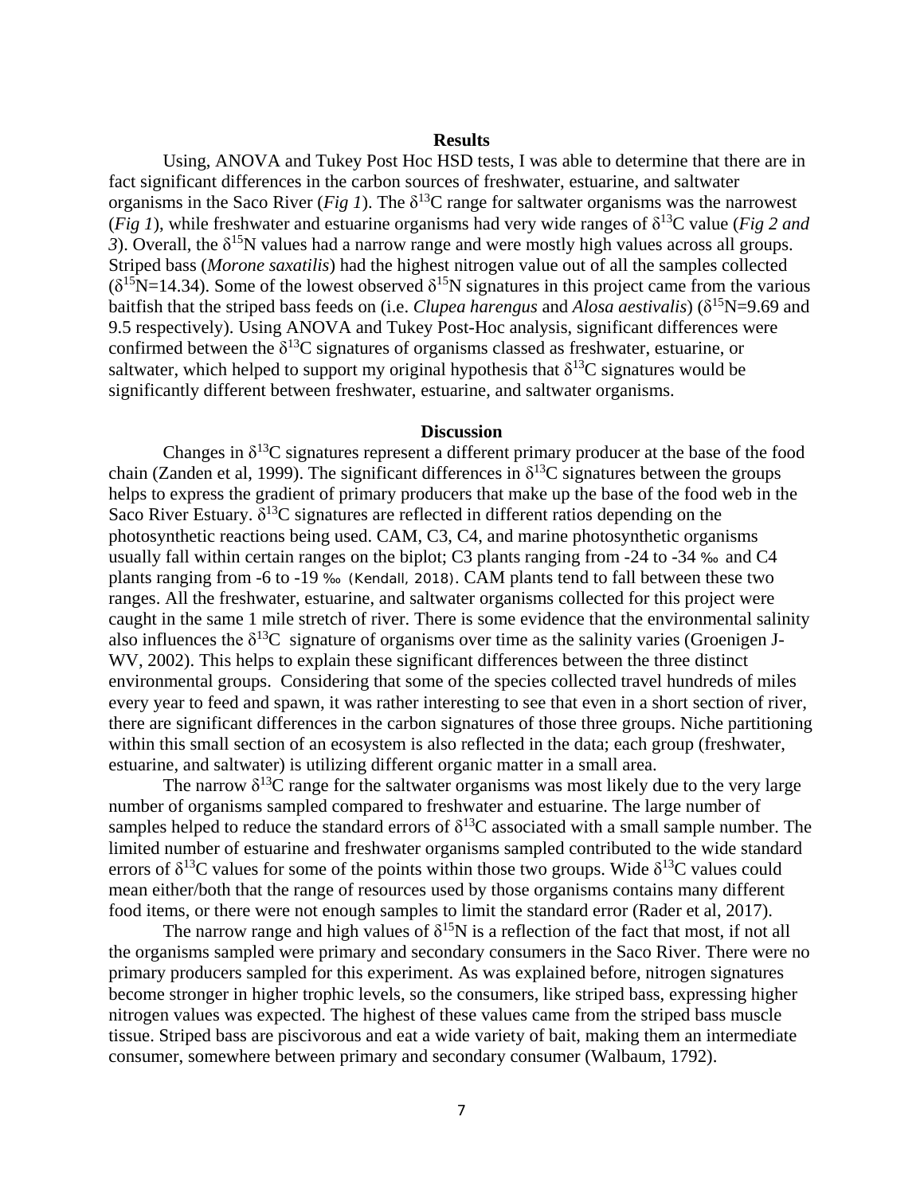## Results

Using, ANOVA and Tukey Post Hoc HSD tests, I was able to determine that there are in fact significant differences in the carbon sources of freshwater, estuarine, and saltwater organisms in the Saco River (*Fig 1*). The $\delta^{13}C$ range for saltwater organisms was the narrowest (*Fig 1*), while freshwater and estuarine organisms had very wide ranges of $\delta^{13}C$ value (*Fig 2 and 3*). Overall, the $\delta^{15}N$ values had a narrow range and were mostly high values across all groups. Striped bass (*Morone saxatilis*) had the highest nitrogen value out of all the samples collected ($\delta^{15}N$=14.34). Some of the lowest observed $\delta^{15}N$ signatures in this project came from the various baitfish that the striped bass feeds on (i.e. *Clupea harengus* and *Alosa aestivalis*) ($\delta^{15}N$=9.69 and 9.5 respectively). Using ANOVA and Tukey Post-Hoc analysis, significant differences were confirmed between the $\delta^{13}C$ signatures of organisms classed as freshwater, estuarine, or saltwater, which helped to support my original hypothesis that $\delta^{13}C$ signatures would be significantly different between freshwater, estuarine, and saltwater organisms.

## Discussion

Changes in $\delta^{13}C$ signatures represent a different primary producer at the base of the food chain (Zanden et al, 1999). The significant differences in $\delta^{13}C$ signatures between the groups helps to express the gradient of primary producers that make up the base of the food web in the Saco River Estuary. $\delta^{13}C$ signatures are reflected in different ratios depending on the photosynthetic reactions being used. CAM, C3, C4, and marine photosynthetic organisms usually fall within certain ranges on the biplot; C3 plants ranging from -24 to -34 ‰ and C4 plants ranging from -6 to -19 ‰ (Kendall, 2018). CAM plants tend to fall between these two ranges. All the freshwater, estuarine, and saltwater organisms collected for this project were caught in the same 1 mile stretch of river. There is some evidence that the environmental salinity also influences the $\delta^{13}C$ signature of organisms over time as the salinity varies (Groenigen J-WV, 2002). This helps to explain these significant differences between the three distinct environmental groups. Considering that some of the species collected travel hundreds of miles every year to feed and spawn, it was rather interesting to see that even in a short section of river, there are significant differences in the carbon signatures of those three groups. Niche partitioning within this small section of an ecosystem is also reflected in the data; each group (freshwater, estuarine, and saltwater) is utilizing different organic matter in a small area.

The narrow $\delta^{13}C$ range for the saltwater organisms was most likely due to the very large number of organisms sampled compared to freshwater and estuarine. The large number of samples helped to reduce the standard errors of $\delta^{13}C$ associated with a small sample number. The limited number of estuarine and freshwater organisms sampled contributed to the wide standard errors of $\delta^{13}C$ values for some of the points within those two groups. Wide $\delta^{13}C$ values could mean either/both that the range of resources used by those organisms contains many different food items, or there were not enough samples to limit the standard error (Rader et al, 2017).

The narrow range and high values of $\delta^{15}N$ is a reflection of the fact that most, if not all the organisms sampled were primary and secondary consumers in the Saco River. There were no primary producers sampled for this experiment. As was explained before, nitrogen signatures become stronger in higher trophic levels, so the consumers, like striped bass, expressing higher nitrogen values was expected. The highest of these values came from the striped bass muscle tissue. Striped bass are piscivorous and eat a wide variety of bait, making them an intermediate consumer, somewhere between primary and secondary consumer (Walbaum, 1792).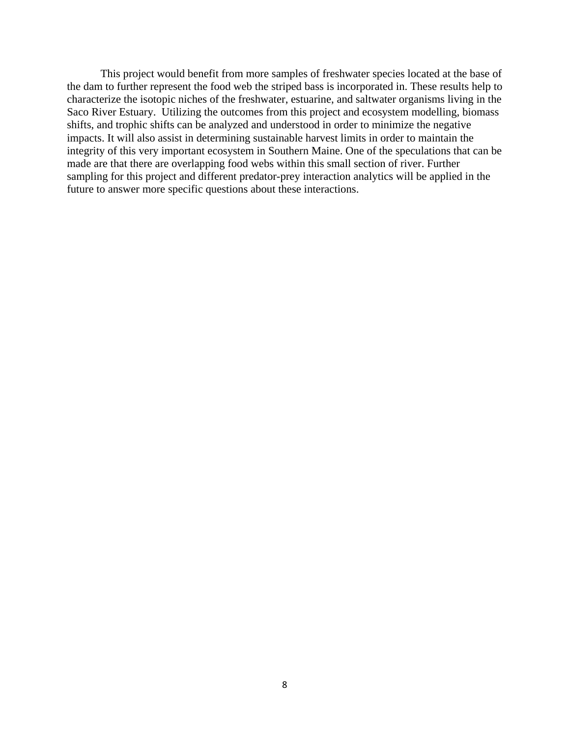This project would benefit from more samples of freshwater species located at the base of the dam to further represent the food web the striped bass is incorporated in. These results help to characterize the isotopic niches of the freshwater, estuarine, and saltwater organisms living in the Saco River Estuary. Utilizing the outcomes from this project and ecosystem modelling, biomass shifts, and trophic shifts can be analyzed and understood in order to minimize the negative impacts. It will also assist in determining sustainable harvest limits in order to maintain the integrity of this very important ecosystem in Southern Maine. One of the speculations that can be made are that there are overlapping food webs within this small section of river. Further sampling for this project and different predator-prey interaction analytics will be applied in the future to answer more specific questions about these interactions.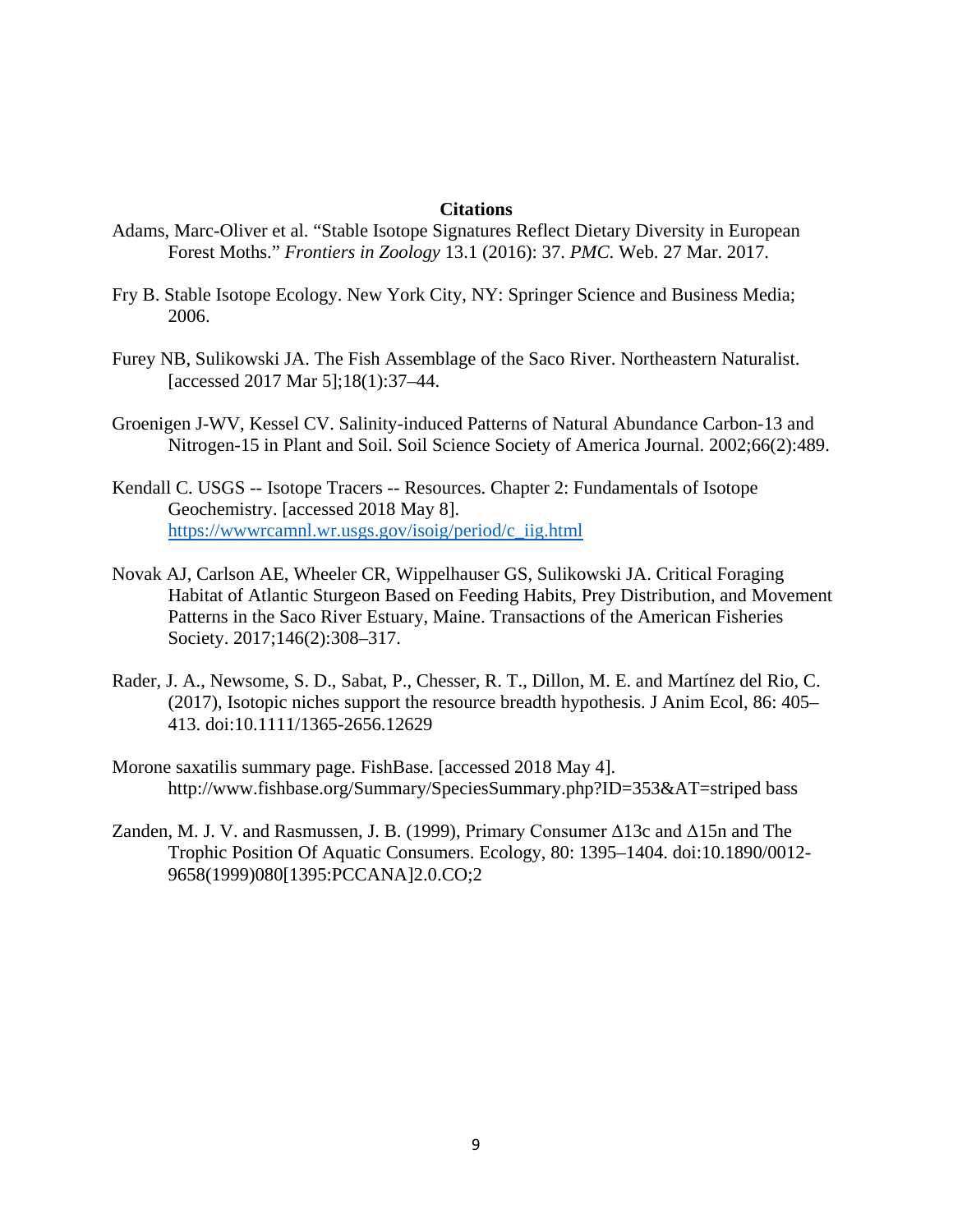## Citations

Adams, Marc-Oliver et al. "Stable Isotope Signatures Reflect Dietary Diversity in European Forest Moths." *Frontiers in Zoology* 13.1 (2016): 37. *PMC*. Web. 27 Mar. 2017.

Fry B. Stable Isotope Ecology. New York City, NY: Springer Science and Business Media; 2006.

Furey NB, Sulikowski JA. The Fish Assemblage of the Saco River. Northeastern Naturalist. [accessed 2017 Mar 5];18(1):37–44.

Groenigen J-WV, Kessel CV. Salinity-induced Patterns of Natural Abundance Carbon-13 and Nitrogen-15 in Plant and Soil. Soil Science Society of America Journal. 2002;66(2):489.

Kendall C. USGS -- Isotope Tracers -- Resources. Chapter 2: Fundamentals of Isotope Geochemistry. [accessed 2018 May 8]. https://wwwrcamnl.wr.usgs.gov/isoig/period/c_iig.html

Novak AJ, Carlson AE, Wheeler CR, Wippelhauser GS, Sulikowski JA. Critical Foraging Habitat of Atlantic Sturgeon Based on Feeding Habits, Prey Distribution, and Movement Patterns in the Saco River Estuary, Maine. Transactions of the American Fisheries Society. 2017;146(2):308–317.

Rader, J. A., Newsome, S. D., Sabat, P., Chesser, R. T., Dillon, M. E. and Martínez del Rio, C. (2017), Isotopic niches support the resource breadth hypothesis. J Anim Ecol, 86: 405–413. doi:10.1111/1365-2656.12629

Morone saxatilis summary page. FishBase. [accessed 2018 May 4]. http://www.fishbase.org/Summary/SpeciesSummary.php?ID=353&AT=striped bass

Zanden, M. J. V. and Rasmussen, J. B. (1999), Primary Consumer Δ13c and Δ15n and The Trophic Position Of Aquatic Consumers. Ecology, 80: 1395–1404. doi:10.1890/0012-9658(1999)080[1395:PCCANA]2.0.CO;2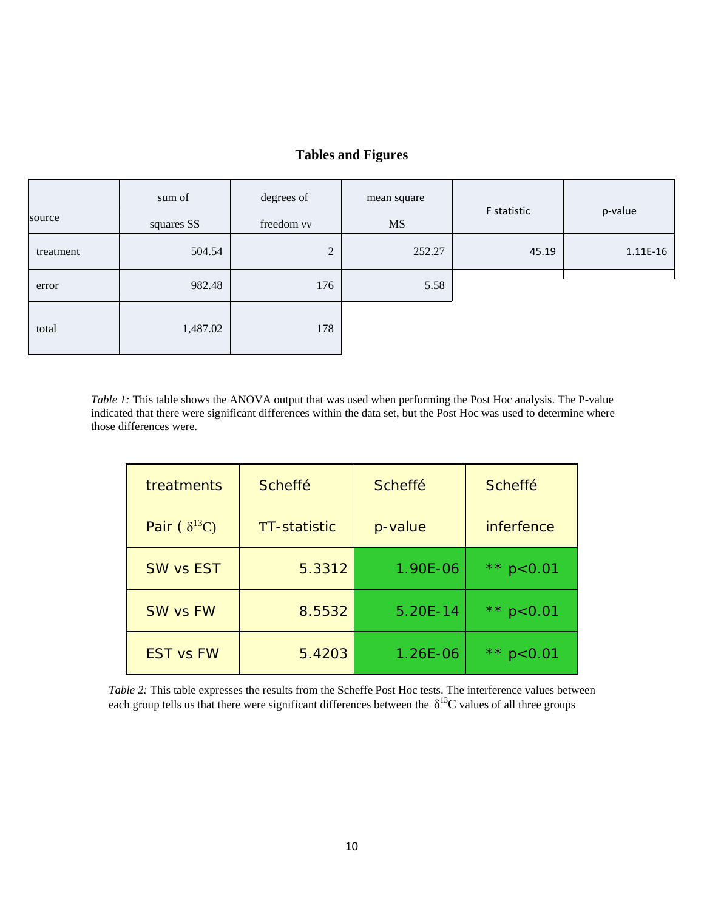## Tables and Figures

| source | sum of squares SS | degrees of freedom νν | mean square MS | F statistic | p-value |
|---|---|---|---|---|---|
| treatment | 504.54 | 2 | 252.27 | 45.19 | 1.11E-16 |
| error | 982.48 | 176 | 5.58 | | |
| total | 1,487.02 | 178 | | | |

*Table 1:* This table shows the ANOVA output that was used when performing the Post Hoc analysis. The P-value indicated that there were significant differences within the data set, but the Post Hoc was used to determine where those differences were.

| treatments Pair ( $\delta^{13}C$) | Scheffé TT-statistic | Scheffé p-value | Scheffé inferfence |
|---|---|---|---|
| SW vs EST | 5.3312 | 1.90E-06 | ** p<0.01 |
| SW vs FW | 8.5532 | 5.20E-14 | ** p<0.01 |
| EST vs FW | 5.4203 | 1.26E-06 | ** p<0.01 |

*Table 2:* This table expresses the results from the Scheffe Post Hoc tests. The interference values between each group tells us that there were significant differences between the $\delta^{13}C$ values of all three groups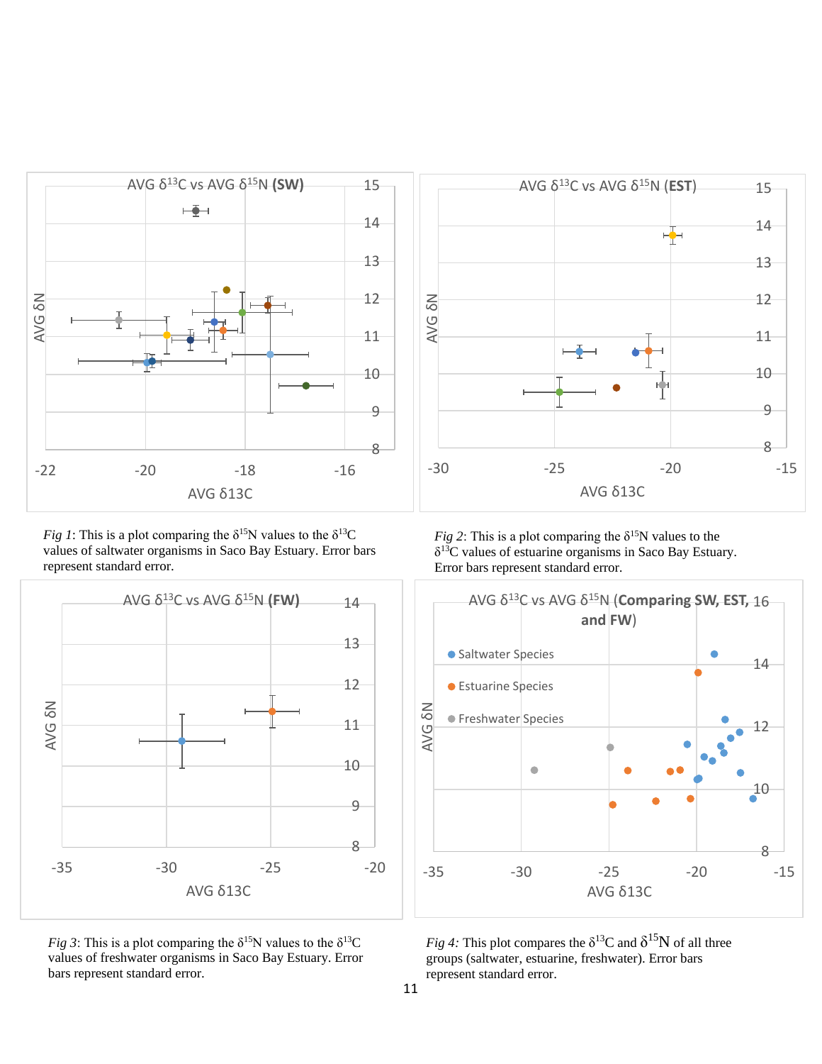*Fig 1*: This is a plot comparing the $\delta^{15}N$ values to the $\delta^{13}C$ values of saltwater organisms in Saco Bay Estuary. Error bars represent standard error.

*Fig 2*: This is a plot comparing the $\delta^{15}N$ values to the $\delta^{13}C$ values of estuarine organisms in Saco Bay Estuary. Error bars represent standard error.

*Fig 3*: This is a plot comparing the $\delta^{15}N$ values to the $\delta^{13}C$ values of freshwater organisms in Saco Bay Estuary. Error bars represent standard error.

*Fig 4:* This plot compares the $\delta^{13}C$ and $\delta^{15}N$ of all three groups (saltwater, estuarine, freshwater). Error bars represent standard error.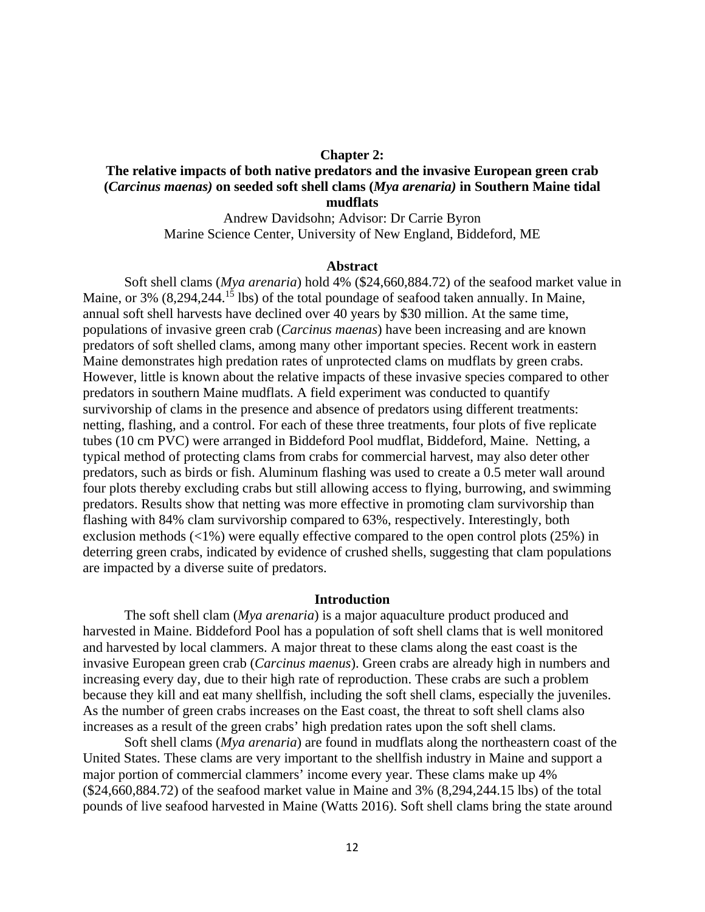**Chapter 2:**

# The relative impacts of both native predators and the invasive European green crab (*Carcinus maenas*) on seeded soft shell clams (*Mya arenaria*) in Southern Maine tidal mudflats

Andrew Davidsohn; Advisor: Dr Carrie Byron
Marine Science Center, University of New England, Biddeford, ME

## Abstract

Soft shell clams (*Mya arenaria*) hold 4% ($24,660,884.72) of the seafood market value in Maine, or 3% (8,294,244.[15] lbs) of the total poundage of seafood taken annually. In Maine, annual soft shell harvests have declined over 40 years by $30 million. At the same time, populations of invasive green crab (*Carcinus maenas*) have been increasing and are known predators of soft shelled clams, among many other important species. Recent work in eastern Maine demonstrates high predation rates of unprotected clams on mudflats by green crabs. However, little is known about the relative impacts of these invasive species compared to other predators in southern Maine mudflats. A field experiment was conducted to quantify survivorship of clams in the presence and absence of predators using different treatments: netting, flashing, and a control. For each of these three treatments, four plots of five replicate tubes (10 cm PVC) were arranged in Biddeford Pool mudflat, Biddeford, Maine. Netting, a typical method of protecting clams from crabs for commercial harvest, may also deter other predators, such as birds or fish. Aluminum flashing was used to create a 0.5 meter wall around four plots thereby excluding crabs but still allowing access to flying, burrowing, and swimming predators. Results show that netting was more effective in promoting clam survivorship than flashing with 84% clam survivorship compared to 63%, respectively. Interestingly, both exclusion methods (<1%) were equally effective compared to the open control plots (25%) in deterring green crabs, indicated by evidence of crushed shells, suggesting that clam populations are impacted by a diverse suite of predators.

## Introduction

The soft shell clam (*Mya arenaria*) is a major aquaculture product produced and harvested in Maine. Biddeford Pool has a population of soft shell clams that is well monitored and harvested by local clammers. A major threat to these clams along the east coast is the invasive European green crab (*Carcinus maenus*). Green crabs are already high in numbers and increasing every day, due to their high rate of reproduction. These crabs are such a problem because they kill and eat many shellfish, including the soft shell clams, especially the juveniles. As the number of green crabs increases on the East coast, the threat to soft shell clams also increases as a result of the green crabs' high predation rates upon the soft shell clams.

Soft shell clams (*Mya arenaria*) are found in mudflats along the northeastern coast of the United States. These clams are very important to the shellfish industry in Maine and support a major portion of commercial clammers' income every year. These clams make up 4% ($24,660,884.72) of the seafood market value in Maine and 3% (8,294,244.15 lbs) of the total pounds of live seafood harvested in Maine (Watts 2016). Soft shell clams bring the state around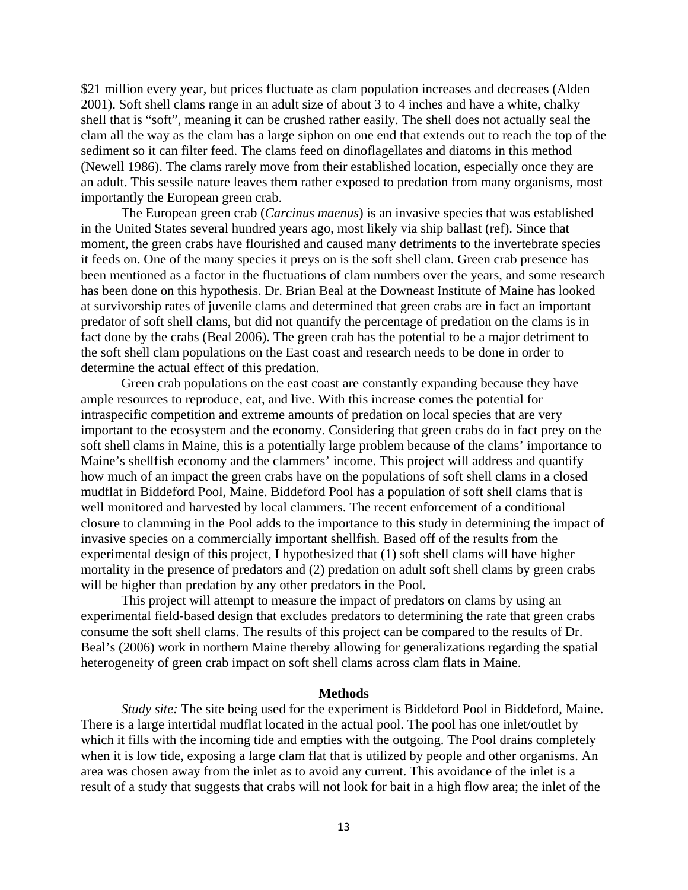$21 million every year, but prices fluctuate as clam population increases and decreases (Alden 2001). Soft shell clams range in an adult size of about 3 to 4 inches and have a white, chalky shell that is "soft", meaning it can be crushed rather easily. The shell does not actually seal the clam all the way as the clam has a large siphon on one end that extends out to reach the top of the sediment so it can filter feed. The clams feed on dinoflagellates and diatoms in this method (Newell 1986). The clams rarely move from their established location, especially once they are an adult. This sessile nature leaves them rather exposed to predation from many organisms, most importantly the European green crab.

The European green crab (*Carcinus maenus*) is an invasive species that was established in the United States several hundred years ago, most likely via ship ballast (ref). Since that moment, the green crabs have flourished and caused many detriments to the invertebrate species it feeds on. One of the many species it preys on is the soft shell clam. Green crab presence has been mentioned as a factor in the fluctuations of clam numbers over the years, and some research has been done on this hypothesis. Dr. Brian Beal at the Downeast Institute of Maine has looked at survivorship rates of juvenile clams and determined that green crabs are in fact an important predator of soft shell clams, but did not quantify the percentage of predation on the clams is in fact done by the crabs (Beal 2006). The green crab has the potential to be a major detriment to the soft shell clam populations on the East coast and research needs to be done in order to determine the actual effect of this predation.

Green crab populations on the east coast are constantly expanding because they have ample resources to reproduce, eat, and live. With this increase comes the potential for intraspecific competition and extreme amounts of predation on local species that are very important to the ecosystem and the economy. Considering that green crabs do in fact prey on the soft shell clams in Maine, this is a potentially large problem because of the clams' importance to Maine's shellfish economy and the clammers' income. This project will address and quantify how much of an impact the green crabs have on the populations of soft shell clams in a closed mudflat in Biddeford Pool, Maine. Biddeford Pool has a population of soft shell clams that is well monitored and harvested by local clammers. The recent enforcement of a conditional closure to clamming in the Pool adds to the importance to this study in determining the impact of invasive species on a commercially important shellfish. Based off of the results from the experimental design of this project, I hypothesized that (1) soft shell clams will have higher mortality in the presence of predators and (2) predation on adult soft shell clams by green crabs will be higher than predation by any other predators in the Pool.

This project will attempt to measure the impact of predators on clams by using an experimental field-based design that excludes predators to determining the rate that green crabs consume the soft shell clams. The results of this project can be compared to the results of Dr. Beal's (2006) work in northern Maine thereby allowing for generalizations regarding the spatial heterogeneity of green crab impact on soft shell clams across clam flats in Maine.

## Methods

*Study site:* The site being used for the experiment is Biddeford Pool in Biddeford, Maine. There is a large intertidal mudflat located in the actual pool. The pool has one inlet/outlet by which it fills with the incoming tide and empties with the outgoing. The Pool drains completely when it is low tide, exposing a large clam flat that is utilized by people and other organisms. An area was chosen away from the inlet as to avoid any current. This avoidance of the inlet is a result of a study that suggests that crabs will not look for bait in a high flow area; the inlet of the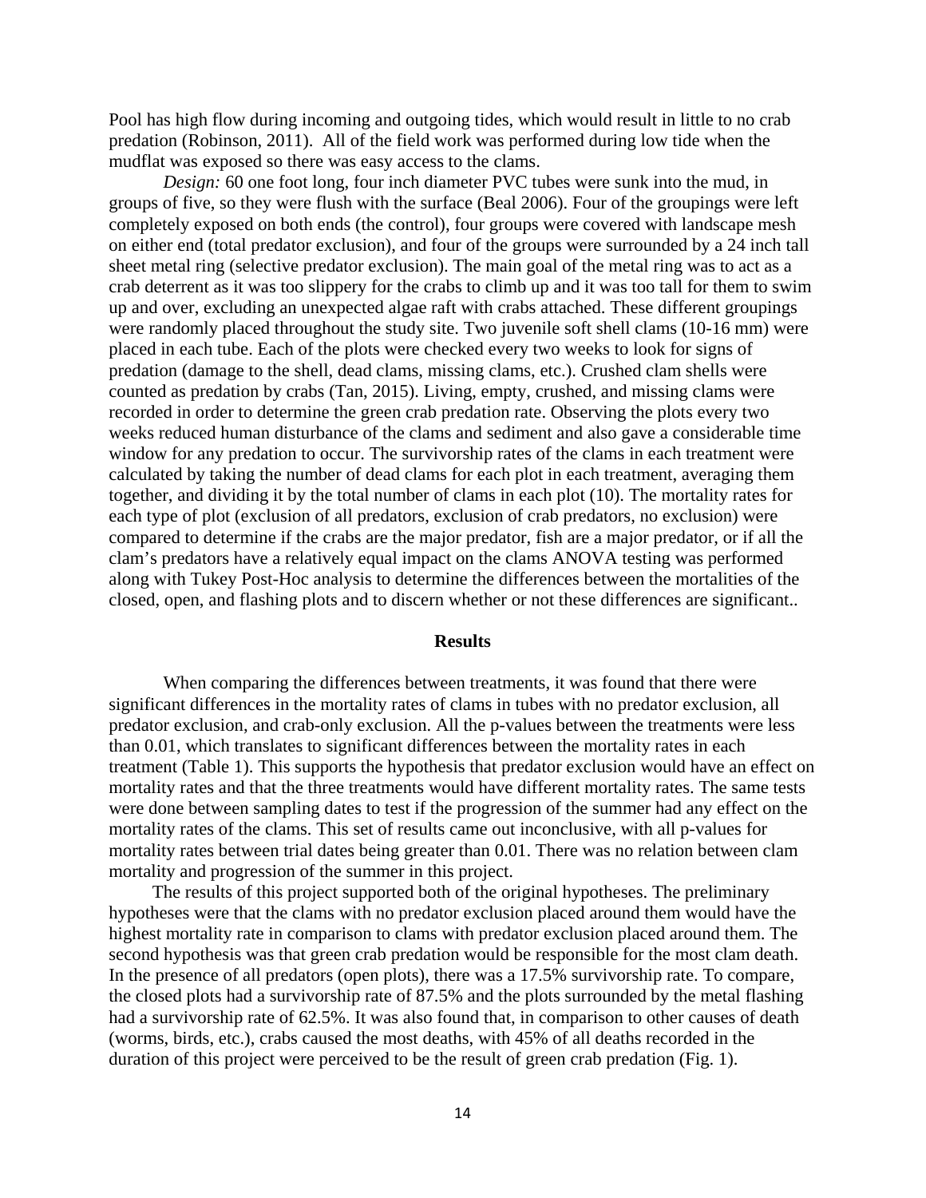Pool has high flow during incoming and outgoing tides, which would result in little to no crab predation (Robinson, 2011). All of the field work was performed during low tide when the mudflat was exposed so there was easy access to the clams.

*Design:* 60 one foot long, four inch diameter PVC tubes were sunk into the mud, in groups of five, so they were flush with the surface (Beal 2006). Four of the groupings were left completely exposed on both ends (the control), four groups were covered with landscape mesh on either end (total predator exclusion), and four of the groups were surrounded by a 24 inch tall sheet metal ring (selective predator exclusion). The main goal of the metal ring was to act as a crab deterrent as it was too slippery for the crabs to climb up and it was too tall for them to swim up and over, excluding an unexpected algae raft with crabs attached. These different groupings were randomly placed throughout the study site. Two juvenile soft shell clams (10-16 mm) were placed in each tube. Each of the plots were checked every two weeks to look for signs of predation (damage to the shell, dead clams, missing clams, etc.). Crushed clam shells were counted as predation by crabs (Tan, 2015). Living, empty, crushed, and missing clams were recorded in order to determine the green crab predation rate. Observing the plots every two weeks reduced human disturbance of the clams and sediment and also gave a considerable time window for any predation to occur. The survivorship rates of the clams in each treatment were calculated by taking the number of dead clams for each plot in each treatment, averaging them together, and dividing it by the total number of clams in each plot (10). The mortality rates for each type of plot (exclusion of all predators, exclusion of crab predators, no exclusion) were compared to determine if the crabs are the major predator, fish are a major predator, or if all the clam's predators have a relatively equal impact on the clams ANOVA testing was performed along with Tukey Post-Hoc analysis to determine the differences between the mortalities of the closed, open, and flashing plots and to discern whether or not these differences are significant..

## Results

When comparing the differences between treatments, it was found that there were significant differences in the mortality rates of clams in tubes with no predator exclusion, all predator exclusion, and crab-only exclusion. All the p-values between the treatments were less than 0.01, which translates to significant differences between the mortality rates in each treatment (Table 1). This supports the hypothesis that predator exclusion would have an effect on mortality rates and that the three treatments would have different mortality rates. The same tests were done between sampling dates to test if the progression of the summer had any effect on the mortality rates of the clams. This set of results came out inconclusive, with all p-values for mortality rates between trial dates being greater than 0.01. There was no relation between clam mortality and progression of the summer in this project.

The results of this project supported both of the original hypotheses. The preliminary hypotheses were that the clams with no predator exclusion placed around them would have the highest mortality rate in comparison to clams with predator exclusion placed around them. The second hypothesis was that green crab predation would be responsible for the most clam death. In the presence of all predators (open plots), there was a 17.5% survivorship rate. To compare, the closed plots had a survivorship rate of 87.5% and the plots surrounded by the metal flashing had a survivorship rate of 62.5%. It was also found that, in comparison to other causes of death (worms, birds, etc.), crabs caused the most deaths, with 45% of all deaths recorded in the duration of this project were perceived to be the result of green crab predation (Fig. 1).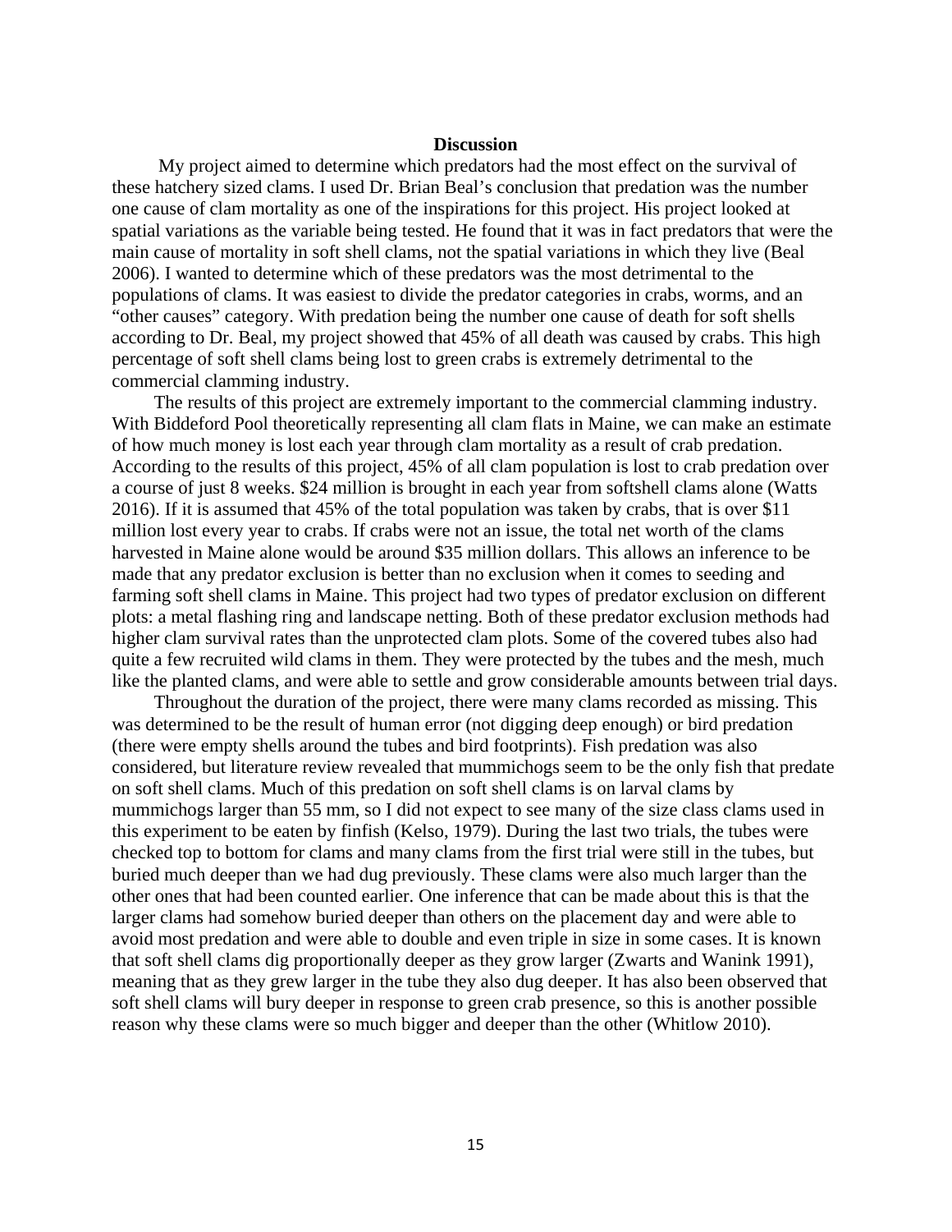## Discussion

My project aimed to determine which predators had the most effect on the survival of these hatchery sized clams. I used Dr. Brian Beal's conclusion that predation was the number one cause of clam mortality as one of the inspirations for this project. His project looked at spatial variations as the variable being tested. He found that it was in fact predators that were the main cause of mortality in soft shell clams, not the spatial variations in which they live (Beal 2006). I wanted to determine which of these predators was the most detrimental to the populations of clams. It was easiest to divide the predator categories in crabs, worms, and an "other causes" category. With predation being the number one cause of death for soft shells according to Dr. Beal, my project showed that 45% of all death was caused by crabs. This high percentage of soft shell clams being lost to green crabs is extremely detrimental to the commercial clamming industry.

The results of this project are extremely important to the commercial clamming industry. With Biddeford Pool theoretically representing all clam flats in Maine, we can make an estimate of how much money is lost each year through clam mortality as a result of crab predation. According to the results of this project, 45% of all clam population is lost to crab predation over a course of just 8 weeks. $24 million is brought in each year from softshell clams alone (Watts 2016). If it is assumed that 45% of the total population was taken by crabs, that is over $11 million lost every year to crabs. If crabs were not an issue, the total net worth of the clams harvested in Maine alone would be around $35 million dollars. This allows an inference to be made that any predator exclusion is better than no exclusion when it comes to seeding and farming soft shell clams in Maine. This project had two types of predator exclusion on different plots: a metal flashing ring and landscape netting. Both of these predator exclusion methods had higher clam survival rates than the unprotected clam plots. Some of the covered tubes also had quite a few recruited wild clams in them. They were protected by the tubes and the mesh, much like the planted clams, and were able to settle and grow considerable amounts between trial days.

Throughout the duration of the project, there were many clams recorded as missing. This was determined to be the result of human error (not digging deep enough) or bird predation (there were empty shells around the tubes and bird footprints). Fish predation was also considered, but literature review revealed that mummichogs seem to be the only fish that predate on soft shell clams. Much of this predation on soft shell clams is on larval clams by mummichogs larger than 55 mm, so I did not expect to see many of the size class clams used in this experiment to be eaten by finfish (Kelso, 1979). During the last two trials, the tubes were checked top to bottom for clams and many clams from the first trial were still in the tubes, but buried much deeper than we had dug previously. These clams were also much larger than the other ones that had been counted earlier. One inference that can be made about this is that the larger clams had somehow buried deeper than others on the placement day and were able to avoid most predation and were able to double and even triple in size in some cases. It is known that soft shell clams dig proportionally deeper as they grow larger (Zwarts and Wanink 1991), meaning that as they grew larger in the tube they also dug deeper. It has also been observed that soft shell clams will bury deeper in response to green crab presence, so this is another possible reason why these clams were so much bigger and deeper than the other (Whitlow 2010).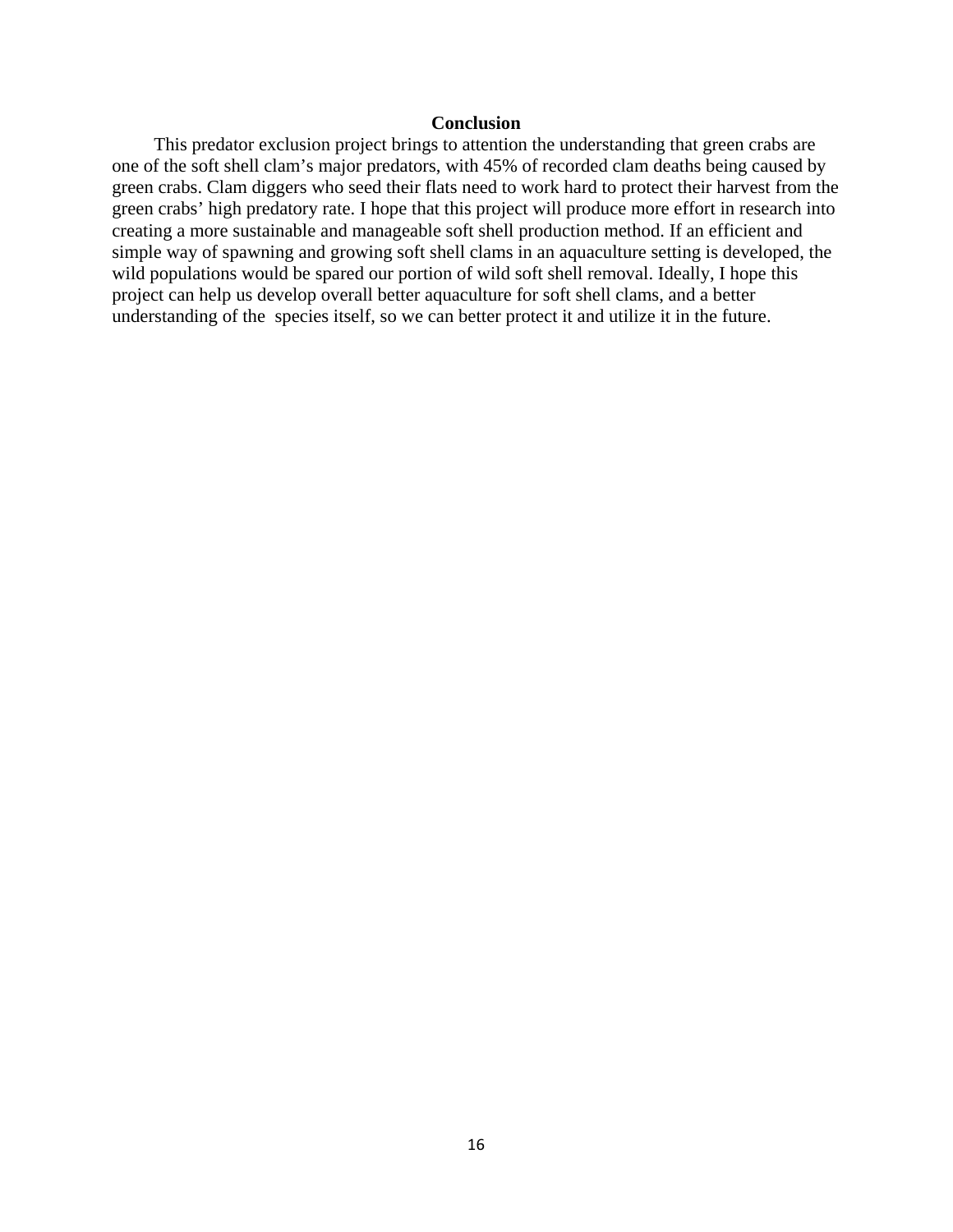## Conclusion

This predator exclusion project brings to attention the understanding that green crabs are one of the soft shell clam's major predators, with 45% of recorded clam deaths being caused by green crabs. Clam diggers who seed their flats need to work hard to protect their harvest from the green crabs' high predatory rate. I hope that this project will produce more effort in research into creating a more sustainable and manageable soft shell production method. If an efficient and simple way of spawning and growing soft shell clams in an aquaculture setting is developed, the wild populations would be spared our portion of wild soft shell removal. Ideally, I hope this project can help us develop overall better aquaculture for soft shell clams, and a better understanding of the species itself, so we can better protect it and utilize it in the future.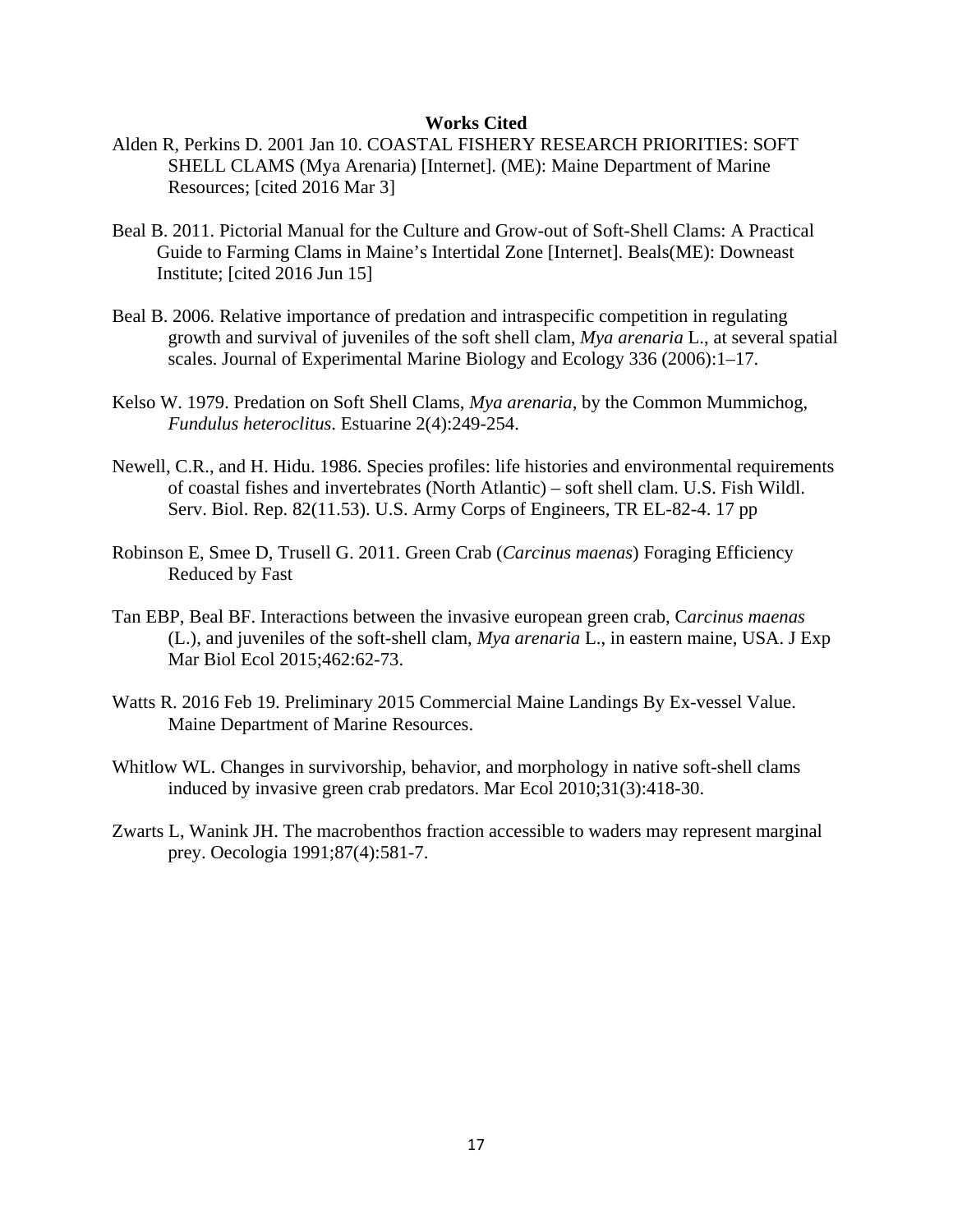**Works Cited**

Alden R, Perkins D. 2001 Jan 10. COASTAL FISHERY RESEARCH PRIORITIES: SOFT SHELL CLAMS (Mya Arenaria) [Internet]. (ME): Maine Department of Marine Resources; [cited 2016 Mar 3]

Beal B. 2011. Pictorial Manual for the Culture and Grow-out of Soft-Shell Clams: A Practical Guide to Farming Clams in Maine's Intertidal Zone [Internet]. Beals(ME): Downeast Institute; [cited 2016 Jun 15]

Beal B. 2006. Relative importance of predation and intraspecific competition in regulating growth and survival of juveniles of the soft shell clam, *Mya arenaria* L., at several spatial scales. Journal of Experimental Marine Biology and Ecology 336 (2006):1–17.

Kelso W. 1979. Predation on Soft Shell Clams, *Mya arenaria*, by the Common Mummichog, *Fundulus heteroclitus*. Estuarine 2(4):249-254.

Newell, C.R., and H. Hidu. 1986. Species profiles: life histories and environmental requirements of coastal fishes and invertebrates (North Atlantic) – soft shell clam. U.S. Fish Wildl. Serv. Biol. Rep. 82(11.53). U.S. Army Corps of Engineers, TR EL-82-4. 17 pp

Robinson E, Smee D, Trusell G. 2011. Green Crab (*Carcinus maenas*) Foraging Efficiency Reduced by Fast

Tan EBP, Beal BF. Interactions between the invasive european green crab, C*arcinus maenas* (L.), and juveniles of the soft-shell clam, *Mya arenaria* L., in eastern maine, USA. J Exp Mar Biol Ecol 2015;462:62-73.

Watts R. 2016 Feb 19. Preliminary 2015 Commercial Maine Landings By Ex-vessel Value. Maine Department of Marine Resources.

Whitlow WL. Changes in survivorship, behavior, and morphology in native soft-shell clams induced by invasive green crab predators. Mar Ecol 2010;31(3):418-30.

Zwarts L, Wanink JH. The macrobenthos fraction accessible to waders may represent marginal prey. Oecologia 1991;87(4):581-7.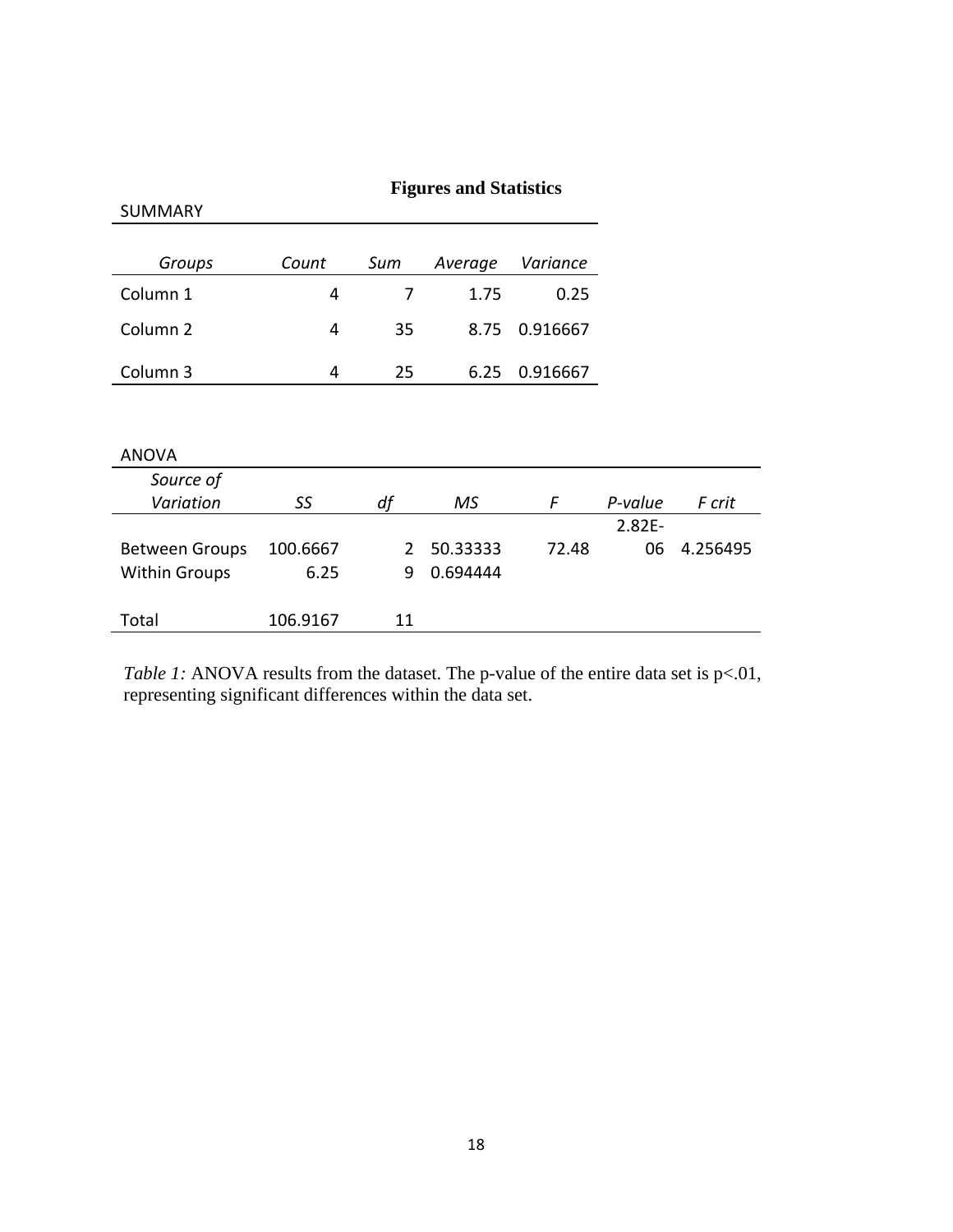## Figures and Statistics

SUMMARY

| *Groups* | *Count* | *Sum* | *Average* | *Variance* |
|---|---|---|---|---|
| Column 1 | 4 | 7 | 1.75 | 0.25 |
| Column 2 | 4 | 35 | 8.75 | 0.916667 |
| Column 3 | 4 | 25 | 6.25 | 0.916667 |

ANOVA

| *Source of Variation* | *SS* | *df* | *MS* | *F* | *P-value* | *F crit* |
|---|---|---|---|---|---|---|
| Between Groups | 100.6667 | 2 | 50.33333 | 72.48 | 2.82E-06 | 4.256495 |
| Within Groups | 6.25 | 9 | 0.694444 | | | |
| Total | 106.9167 | 11 | | | | |

*Table 1:* ANOVA results from the dataset. The p-value of the entire data set is $p<.01$, representing significant differences within the data set.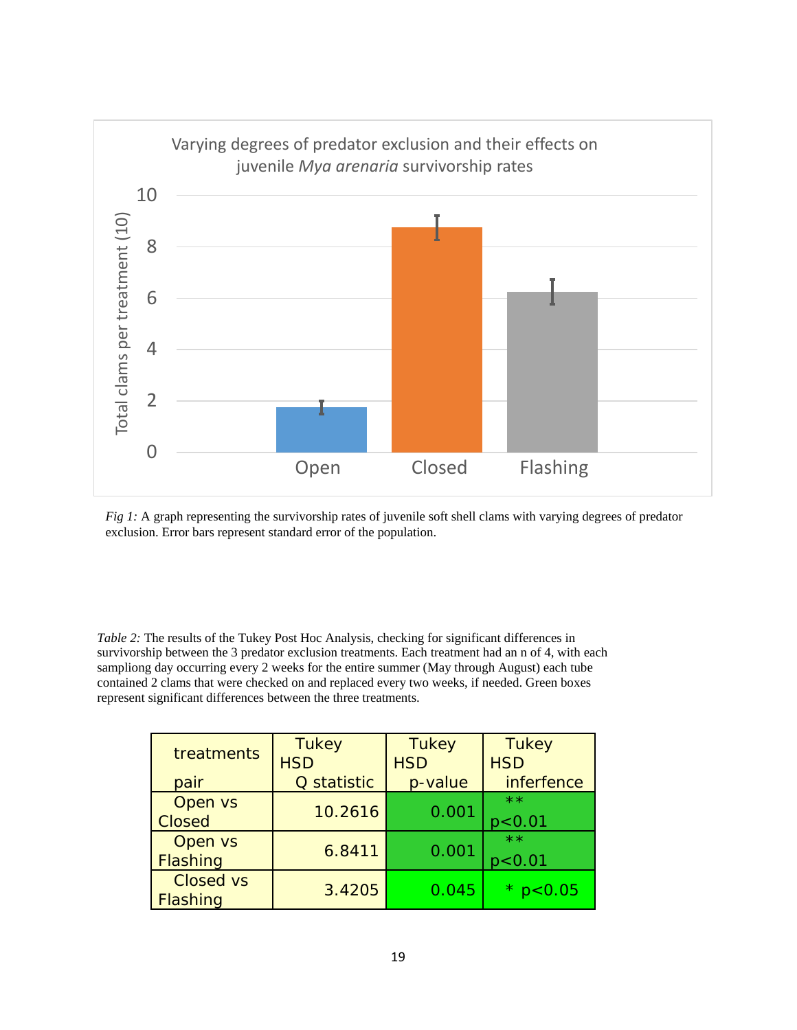*Fig 1:* A graph representing the survivorship rates of juvenile soft shell clams with varying degrees of predator exclusion. Error bars represent standard error of the population.

*Table 2:* The results of the Tukey Post Hoc Analysis, checking for significant differences in survivorship between the 3 predator exclusion treatments. Each treatment had an n of 4, with each sampliong day occurring every 2 weeks for the entire summer (May through August) each tube contained 2 clams that were checked on and replaced every two weeks, if needed. Green boxes represent significant differences between the three treatments.

| treatments pair | Tukey HSD Q statistic | Tukey HSD p-value | Tukey HSD inferfence |
|---|---|---|---|
| Open vs Closed | 10.2616 | 0.001 | ** $p<0.01$ |
| Open vs Flashing | 6.8411 | 0.001 | ** $p<0.01$ |
| Closed vs Flashing | 3.4205 | 0.045 | * $p<0.05$ |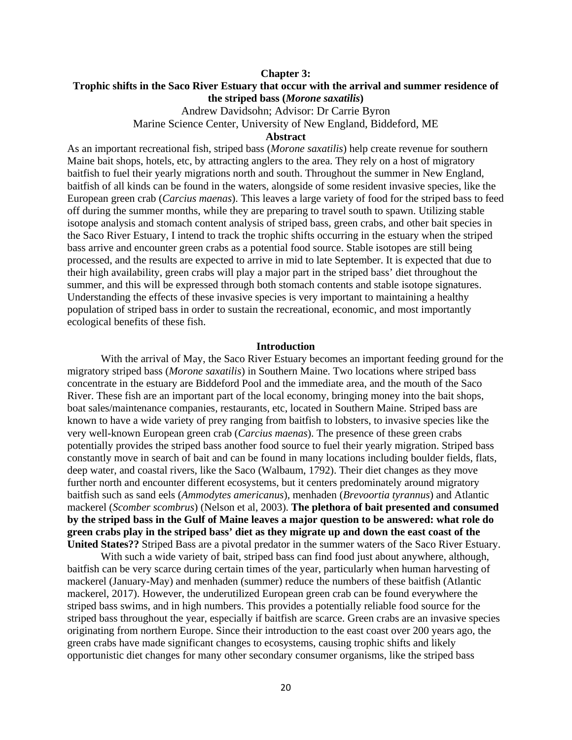# Chapter 3:

## Trophic shifts in the Saco River Estuary that occur with the arrival and summer residence of the striped bass (*Morone saxatilis*)

Andrew Davidsohn; Advisor: Dr Carrie Byron

Marine Science Center, University of New England, Biddeford, ME

### Abstract

As an important recreational fish, striped bass (*Morone saxatilis*) help create revenue for southern Maine bait shops, hotels, etc, by attracting anglers to the area. They rely on a host of migratory baitfish to fuel their yearly migrations north and south. Throughout the summer in New England, baitfish of all kinds can be found in the waters, alongside of some resident invasive species, like the European green crab (*Carcius maenas*). This leaves a large variety of food for the striped bass to feed off during the summer months, while they are preparing to travel south to spawn. Utilizing stable isotope analysis and stomach content analysis of striped bass, green crabs, and other bait species in the Saco River Estuary, I intend to track the trophic shifts occurring in the estuary when the striped bass arrive and encounter green crabs as a potential food source. Stable isotopes are still being processed, and the results are expected to arrive in mid to late September. It is expected that due to their high availability, green crabs will play a major part in the striped bass' diet throughout the summer, and this will be expressed through both stomach contents and stable isotope signatures. Understanding the effects of these invasive species is very important to maintaining a healthy population of striped bass in order to sustain the recreational, economic, and most importantly ecological benefits of these fish.

### Introduction

With the arrival of May, the Saco River Estuary becomes an important feeding ground for the migratory striped bass (*Morone saxatilis*) in Southern Maine. Two locations where striped bass concentrate in the estuary are Biddeford Pool and the immediate area, and the mouth of the Saco River. These fish are an important part of the local economy, bringing money into the bait shops, boat sales/maintenance companies, restaurants, etc, located in Southern Maine. Striped bass are known to have a wide variety of prey ranging from baitfish to lobsters, to invasive species like the very well-known European green crab (*Carcius maenas*). The presence of these green crabs potentially provides the striped bass another food source to fuel their yearly migration. Striped bass constantly move in search of bait and can be found in many locations including boulder fields, flats, deep water, and coastal rivers, like the Saco (Walbaum, 1792). Their diet changes as they move further north and encounter different ecosystems, but it centers predominately around migratory baitfish such as sand eels (*Ammodytes americanus*), menhaden (*Brevoortia tyrannus*) and Atlantic mackerel (*Scomber scombrus*) (Nelson et al, 2003). **The plethora of bait presented and consumed by the striped bass in the Gulf of Maine leaves a major question to be answered: what role do green crabs play in the striped bass' diet as they migrate up and down the east coast of the United States??** Striped Bass are a pivotal predator in the summer waters of the Saco River Estuary.

With such a wide variety of bait, striped bass can find food just about anywhere, although, baitfish can be very scarce during certain times of the year, particularly when human harvesting of mackerel (January-May) and menhaden (summer) reduce the numbers of these baitfish (Atlantic mackerel, 2017). However, the underutilized European green crab can be found everywhere the striped bass swims, and in high numbers. This provides a potentially reliable food source for the striped bass throughout the year, especially if baitfish are scarce. Green crabs are an invasive species originating from northern Europe. Since their introduction to the east coast over 200 years ago, the green crabs have made significant changes to ecosystems, causing trophic shifts and likely opportunistic diet changes for many other secondary consumer organisms, like the striped bass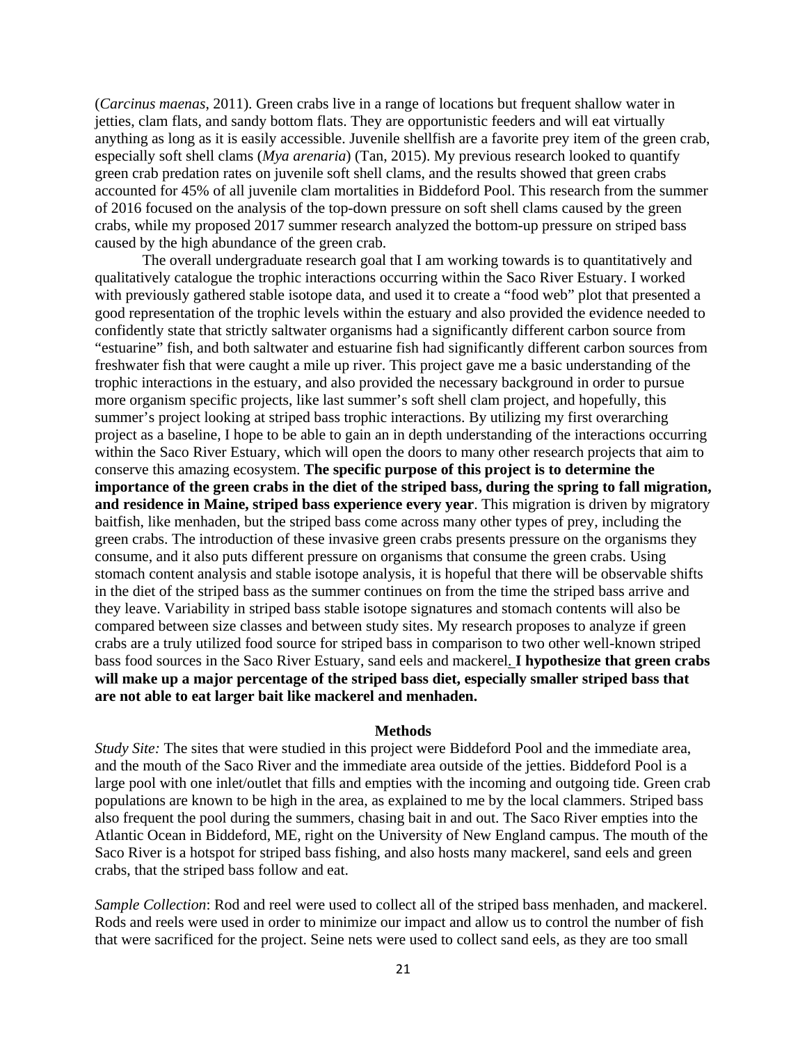(*Carcinus maenas*, 2011). Green crabs live in a range of locations but frequent shallow water in jetties, clam flats, and sandy bottom flats. They are opportunistic feeders and will eat virtually anything as long as it is easily accessible. Juvenile shellfish are a favorite prey item of the green crab, especially soft shell clams (*Mya arenaria*) (Tan, 2015). My previous research looked to quantify green crab predation rates on juvenile soft shell clams, and the results showed that green crabs accounted for 45% of all juvenile clam mortalities in Biddeford Pool. This research from the summer of 2016 focused on the analysis of the top-down pressure on soft shell clams caused by the green crabs, while my proposed 2017 summer research analyzed the bottom-up pressure on striped bass caused by the high abundance of the green crab.

The overall undergraduate research goal that I am working towards is to quantitatively and qualitatively catalogue the trophic interactions occurring within the Saco River Estuary. I worked with previously gathered stable isotope data, and used it to create a "food web" plot that presented a good representation of the trophic levels within the estuary and also provided the evidence needed to confidently state that strictly saltwater organisms had a significantly different carbon source from "estuarine" fish, and both saltwater and estuarine fish had significantly different carbon sources from freshwater fish that were caught a mile up river. This project gave me a basic understanding of the trophic interactions in the estuary, and also provided the necessary background in order to pursue more organism specific projects, like last summer's soft shell clam project, and hopefully, this summer's project looking at striped bass trophic interactions. By utilizing my first overarching project as a baseline, I hope to be able to gain an in depth understanding of the interactions occurring within the Saco River Estuary, which will open the doors to many other research projects that aim to conserve this amazing ecosystem. **The specific purpose of this project is to determine the importance of the green crabs in the diet of the striped bass, during the spring to fall migration, and residence in Maine, striped bass experience every year**. This migration is driven by migratory baitfish, like menhaden, but the striped bass come across many other types of prey, including the green crabs. The introduction of these invasive green crabs presents pressure on the organisms they consume, and it also puts different pressure on organisms that consume the green crabs. Using stomach content analysis and stable isotope analysis, it is hopeful that there will be observable shifts in the diet of the striped bass as the summer continues on from the time the striped bass arrive and they leave. Variability in striped bass stable isotope signatures and stomach contents will also be compared between size classes and between study sites. My research proposes to analyze if green crabs are a truly utilized food source for striped bass in comparison to two other well-known striped bass food sources in the Saco River Estuary, sand eels and mackerel. **I hypothesize that green crabs will make up a major percentage of the striped bass diet, especially smaller striped bass that are not able to eat larger bait like mackerel and menhaden.**

## Methods

*Study Site:* The sites that were studied in this project were Biddeford Pool and the immediate area, and the mouth of the Saco River and the immediate area outside of the jetties. Biddeford Pool is a large pool with one inlet/outlet that fills and empties with the incoming and outgoing tide. Green crab populations are known to be high in the area, as explained to me by the local clammers. Striped bass also frequent the pool during the summers, chasing bait in and out. The Saco River empties into the Atlantic Ocean in Biddeford, ME, right on the University of New England campus. The mouth of the Saco River is a hotspot for striped bass fishing, and also hosts many mackerel, sand eels and green crabs, that the striped bass follow and eat.

*Sample Collection*: Rod and reel were used to collect all of the striped bass menhaden, and mackerel. Rods and reels were used in order to minimize our impact and allow us to control the number of fish that were sacrificed for the project. Seine nets were used to collect sand eels, as they are too small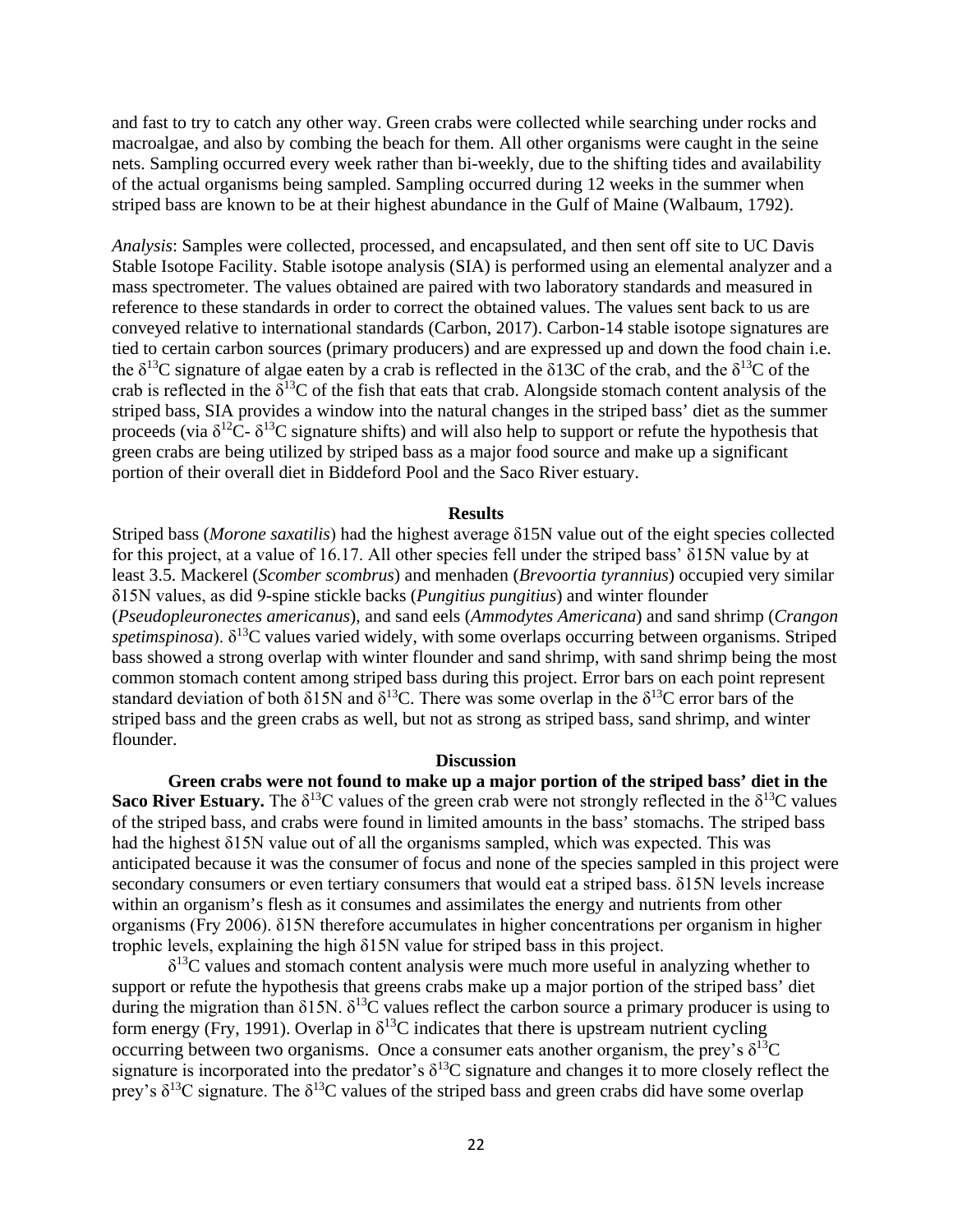and fast to try to catch any other way. Green crabs were collected while searching under rocks and macroalgae, and also by combing the beach for them. All other organisms were caught in the seine nets. Sampling occurred every week rather than bi-weekly, due to the shifting tides and availability of the actual organisms being sampled. Sampling occurred during 12 weeks in the summer when striped bass are known to be at their highest abundance in the Gulf of Maine (Walbaum, 1792).

*Analysis*: Samples were collected, processed, and encapsulated, and then sent off site to UC Davis Stable Isotope Facility. Stable isotope analysis (SIA) is performed using an elemental analyzer and a mass spectrometer. The values obtained are paired with two laboratory standards and measured in reference to these standards in order to correct the obtained values. The values sent back to us are conveyed relative to international standards (Carbon, 2017). Carbon-14 stable isotope signatures are tied to certain carbon sources (primary producers) and are expressed up and down the food chain i.e. the $\delta^{13}$C signature of algae eaten by a crab is reflected in the δ13C of the crab, and the $\delta^{13}$C of the crab is reflected in the $\delta^{13}$C of the fish that eats that crab. Alongside stomach content analysis of the striped bass, SIA provides a window into the natural changes in the striped bass' diet as the summer proceeds (via $\delta^{12}$C- $\delta^{13}$C signature shifts) and will also help to support or refute the hypothesis that green crabs are being utilized by striped bass as a major food source and make up a significant portion of their overall diet in Biddeford Pool and the Saco River estuary.

## Results

Striped bass (*Morone saxatilis*) had the highest average δ15N value out of the eight species collected for this project, at a value of 16.17. All other species fell under the striped bass' δ15N value by at least 3.5. Mackerel (*Scomber scombrus*) and menhaden (*Brevoortia tyrannius*) occupied very similar δ15N values, as did 9-spine stickle backs (*Pungitius pungitius*) and winter flounder (*Pseudopleuronectes americanus*), and sand eels (*Ammodytes Americana*) and sand shrimp (*Crangon spetimspinosa*). $\delta^{13}$C values varied widely, with some overlaps occurring between organisms. Striped bass showed a strong overlap with winter flounder and sand shrimp, with sand shrimp being the most common stomach content among striped bass during this project. Error bars on each point represent standard deviation of both δ15N and $\delta^{13}$C. There was some overlap in the $\delta^{13}$C error bars of the striped bass and the green crabs as well, but not as strong as striped bass, sand shrimp, and winter flounder.

## Discussion

**Green crabs were not found to make up a major portion of the striped bass' diet in the Saco River Estuary.** The $\delta^{13}$C values of the green crab were not strongly reflected in the $\delta^{13}$C values of the striped bass, and crabs were found in limited amounts in the bass' stomachs. The striped bass had the highest δ15N value out of all the organisms sampled, which was expected. This was anticipated because it was the consumer of focus and none of the species sampled in this project were secondary consumers or even tertiary consumers that would eat a striped bass. δ15N levels increase within an organism's flesh as it consumes and assimilates the energy and nutrients from other organisms (Fry 2006). δ15N therefore accumulates in higher concentrations per organism in higher trophic levels, explaining the high δ15N value for striped bass in this project.

$\delta^{13}$C values and stomach content analysis were much more useful in analyzing whether to support or refute the hypothesis that greens crabs make up a major portion of the striped bass' diet during the migration than δ15N. $\delta^{13}$C values reflect the carbon source a primary producer is using to form energy (Fry, 1991). Overlap in $\delta^{13}$C indicates that there is upstream nutrient cycling occurring between two organisms. Once a consumer eats another organism, the prey's $\delta^{13}$C signature is incorporated into the predator's $\delta^{13}$C signature and changes it to more closely reflect the prey's $\delta^{13}$C signature. The $\delta^{13}$C values of the striped bass and green crabs did have some overlap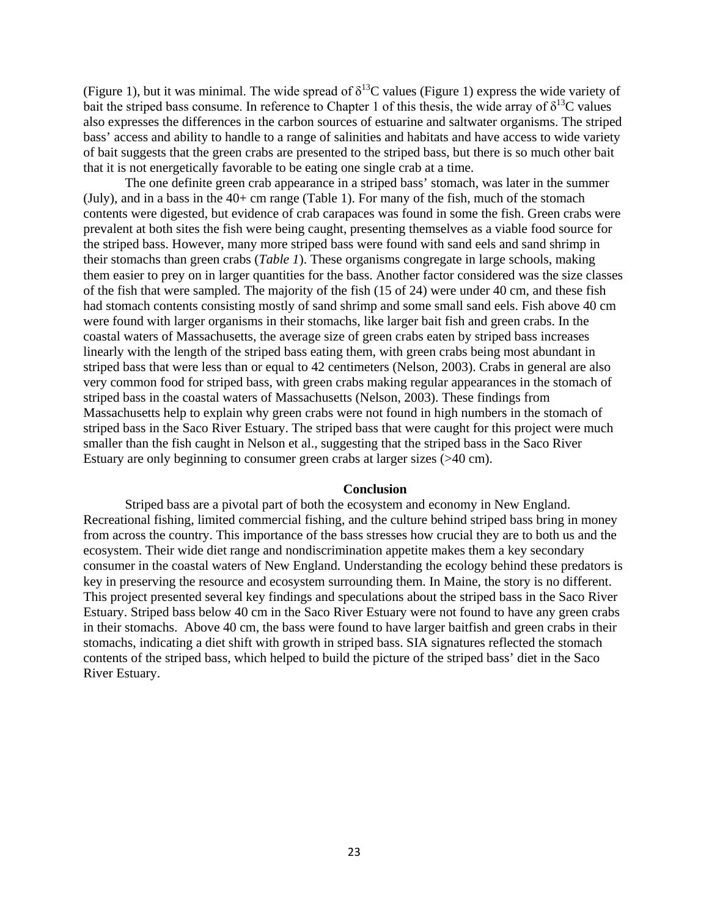(Figure 1), but it was minimal. The wide spread of $\delta^{13}C$ values (Figure 1) express the wide variety of bait the striped bass consume. In reference to Chapter 1 of this thesis, the wide array of $\delta^{13}C$ values also expresses the differences in the carbon sources of estuarine and saltwater organisms. The striped bass' access and ability to handle to a range of salinities and habitats and have access to wide variety of bait suggests that the green crabs are presented to the striped bass, but there is so much other bait that it is not energetically favorable to be eating one single crab at a time.

The one definite green crab appearance in a striped bass' stomach, was later in the summer (July), and in a bass in the 40+ cm range (Table 1). For many of the fish, much of the stomach contents were digested, but evidence of crab carapaces was found in some the fish. Green crabs were prevalent at both sites the fish were being caught, presenting themselves as a viable food source for the striped bass. However, many more striped bass were found with sand eels and sand shrimp in their stomachs than green crabs (*Table 1*). These organisms congregate in large schools, making them easier to prey on in larger quantities for the bass. Another factor considered was the size classes of the fish that were sampled. The majority of the fish (15 of 24) were under 40 cm, and these fish had stomach contents consisting mostly of sand shrimp and some small sand eels. Fish above 40 cm were found with larger organisms in their stomachs, like larger bait fish and green crabs. In the coastal waters of Massachusetts, the average size of green crabs eaten by striped bass increases linearly with the length of the striped bass eating them, with green crabs being most abundant in striped bass that were less than or equal to 42 centimeters (Nelson, 2003). Crabs in general are also very common food for striped bass, with green crabs making regular appearances in the stomach of striped bass in the coastal waters of Massachusetts (Nelson, 2003). These findings from Massachusetts help to explain why green crabs were not found in high numbers in the stomach of striped bass in the Saco River Estuary. The striped bass that were caught for this project were much smaller than the fish caught in Nelson et al., suggesting that the striped bass in the Saco River Estuary are only beginning to consumer green crabs at larger sizes (>40 cm).

## Conclusion

Striped bass are a pivotal part of both the ecosystem and economy in New England. Recreational fishing, limited commercial fishing, and the culture behind striped bass bring in money from across the country. This importance of the bass stresses how crucial they are to both us and the ecosystem. Their wide diet range and nondiscrimination appetite makes them a key secondary consumer in the coastal waters of New England. Understanding the ecology behind these predators is key in preserving the resource and ecosystem surrounding them. In Maine, the story is no different. This project presented several key findings and speculations about the striped bass in the Saco River Estuary. Striped bass below 40 cm in the Saco River Estuary were not found to have any green crabs in their stomachs. Above 40 cm, the bass were found to have larger baitfish and green crabs in their stomachs, indicating a diet shift with growth in striped bass. SIA signatures reflected the stomach contents of the striped bass, which helped to build the picture of the striped bass' diet in the Saco River Estuary.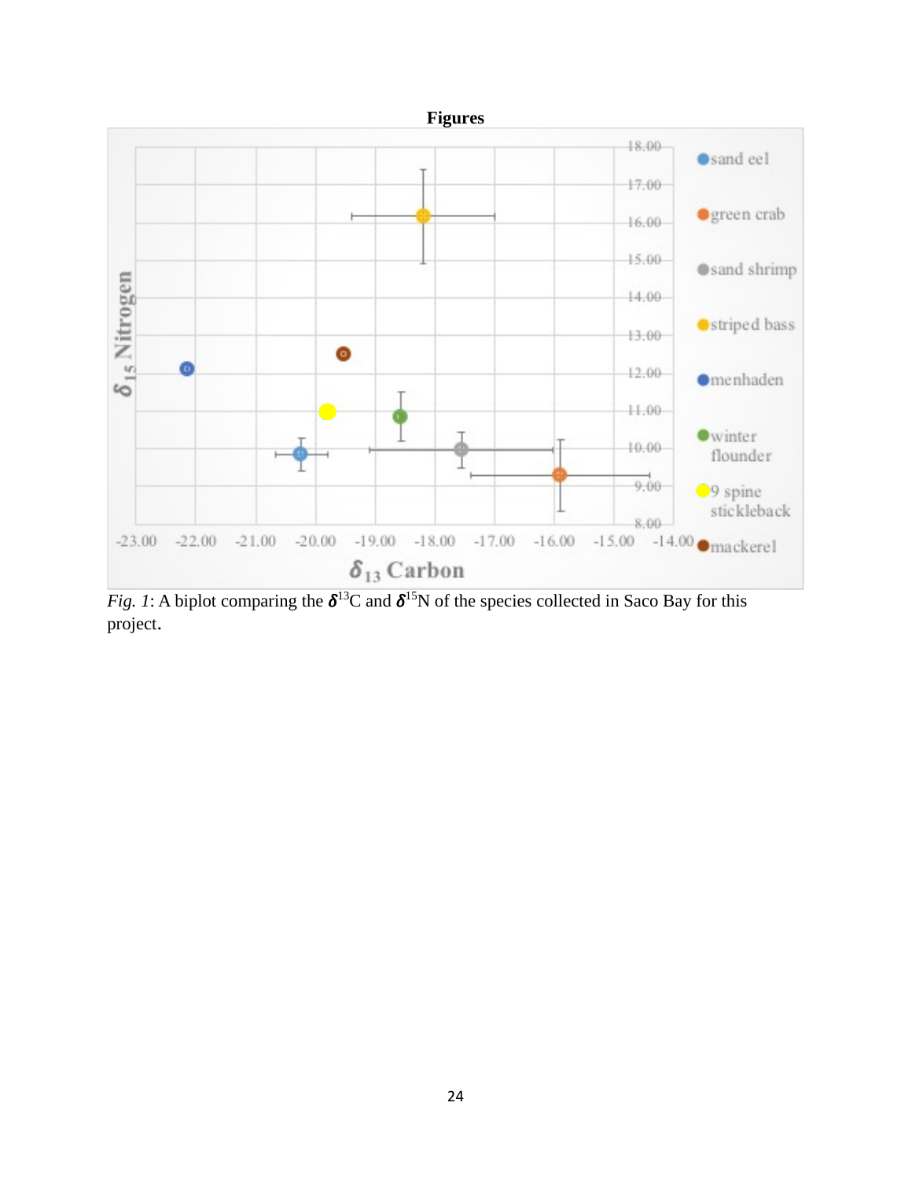**Figures**

*Fig. 1*: A biplot comparing the $\delta^{13}$C and $\delta^{15}$N of the species collected in Saco Bay for this project.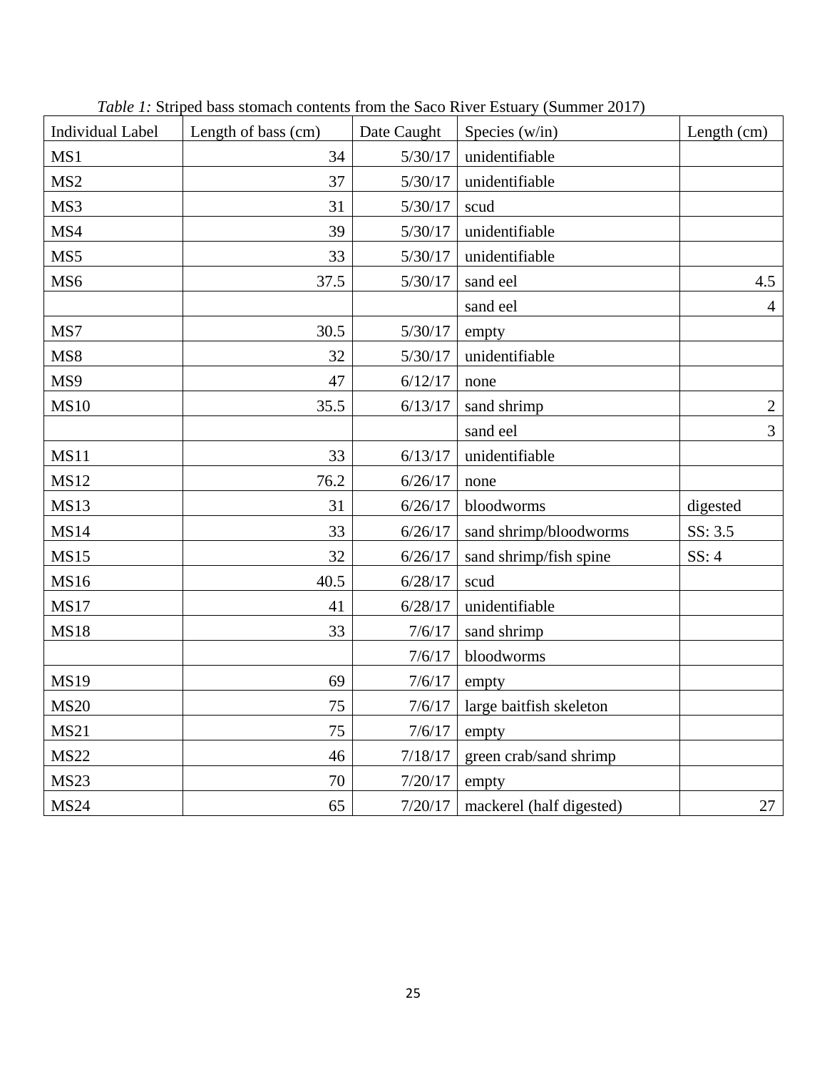*Table 1:* Striped bass stomach contents from the Saco River Estuary (Summer 2017)

| Individual Label | Length of bass (cm) | Date Caught | Species (w/in) | Length (cm) |
|---|---|---|---|---|
| MS1 | 34 | 5/30/17 | unidentifiable | |
| MS2 | 37 | 5/30/17 | unidentifiable | |
| MS3 | 31 | 5/30/17 | scud | |
| MS4 | 39 | 5/30/17 | unidentifiable | |
| MS5 | 33 | 5/30/17 | unidentifiable | |
| MS6 | 37.5 | 5/30/17 | sand eel | 4.5 |
| | | | sand eel | 4 |
| MS7 | 30.5 | 5/30/17 | empty | |
| MS8 | 32 | 5/30/17 | unidentifiable | |
| MS9 | 47 | 6/12/17 | none | |
| MS10 | 35.5 | 6/13/17 | sand shrimp | 2 |
| | | | sand eel | 3 |
| MS11 | 33 | 6/13/17 | unidentifiable | |
| MS12 | 76.2 | 6/26/17 | none | |
| MS13 | 31 | 6/26/17 | bloodworms | digested |
| MS14 | 33 | 6/26/17 | sand shrimp/bloodworms | SS: 3.5 |
| MS15 | 32 | 6/26/17 | sand shrimp/fish spine | SS: 4 |
| MS16 | 40.5 | 6/28/17 | scud | |
| MS17 | 41 | 6/28/17 | unidentifiable | |
| MS18 | 33 | 7/6/17 | sand shrimp | |
| | | 7/6/17 | bloodworms | |
| MS19 | 69 | 7/6/17 | empty | |
| MS20 | 75 | 7/6/17 | large baitfish skeleton | |
| MS21 | 75 | 7/6/17 | empty | |
| MS22 | 46 | 7/18/17 | green crab/sand shrimp | |
| MS23 | 70 | 7/20/17 | empty | |
| MS24 | 65 | 7/20/17 | mackerel (half digested) | 27 |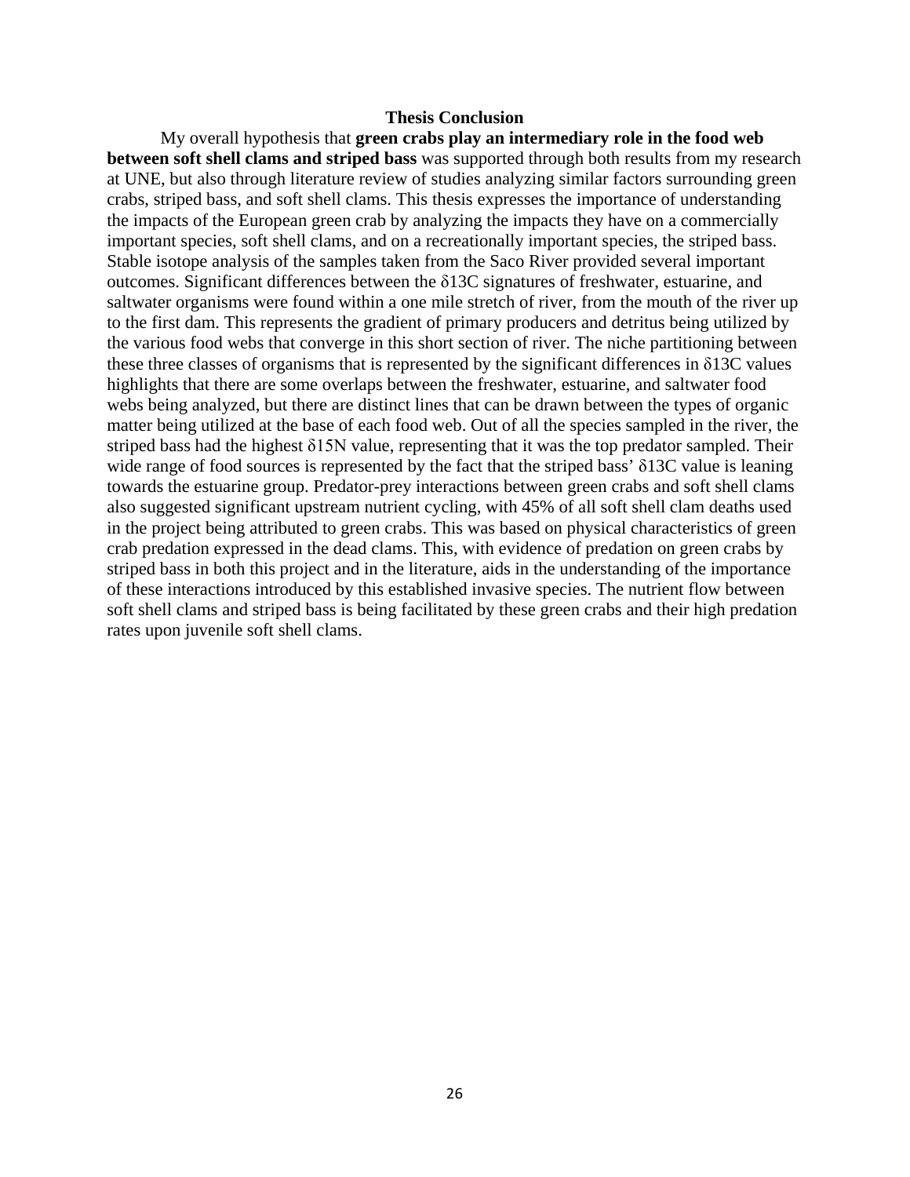## Thesis Conclusion

My overall hypothesis that **green crabs play an intermediary role in the food web between soft shell clams and striped bass** was supported through both results from my research at UNE, but also through literature review of studies analyzing similar factors surrounding green crabs, striped bass, and soft shell clams. This thesis expresses the importance of understanding the impacts of the European green crab by analyzing the impacts they have on a commercially important species, soft shell clams, and on a recreationally important species, the striped bass. Stable isotope analysis of the samples taken from the Saco River provided several important outcomes. Significant differences between the $\delta^{13}C$ signatures of freshwater, estuarine, and saltwater organisms were found within a one mile stretch of river, from the mouth of the river up to the first dam. This represents the gradient of primary producers and detritus being utilized by the various food webs that converge in this short section of river. The niche partitioning between these three classes of organisms that is represented by the significant differences in $\delta^{13}C$ values highlights that there are some overlaps between the freshwater, estuarine, and saltwater food webs being analyzed, but there are distinct lines that can be drawn between the types of organic matter being utilized at the base of each food web. Out of all the species sampled in the river, the striped bass had the highest $\delta^{15}N$ value, representing that it was the top predator sampled. Their wide range of food sources is represented by the fact that the striped bass' $\delta^{13}C$ value is leaning towards the estuarine group. Predator-prey interactions between green crabs and soft shell clams also suggested significant upstream nutrient cycling, with 45% of all soft shell clam deaths used in the project being attributed to green crabs. This was based on physical characteristics of green crab predation expressed in the dead clams. This, with evidence of predation on green crabs by striped bass in both this project and in the literature, aids in the understanding of the importance of these interactions introduced by this established invasive species. The nutrient flow between soft shell clams and striped bass is being facilitated by these green crabs and their high predation rates upon juvenile soft shell clams.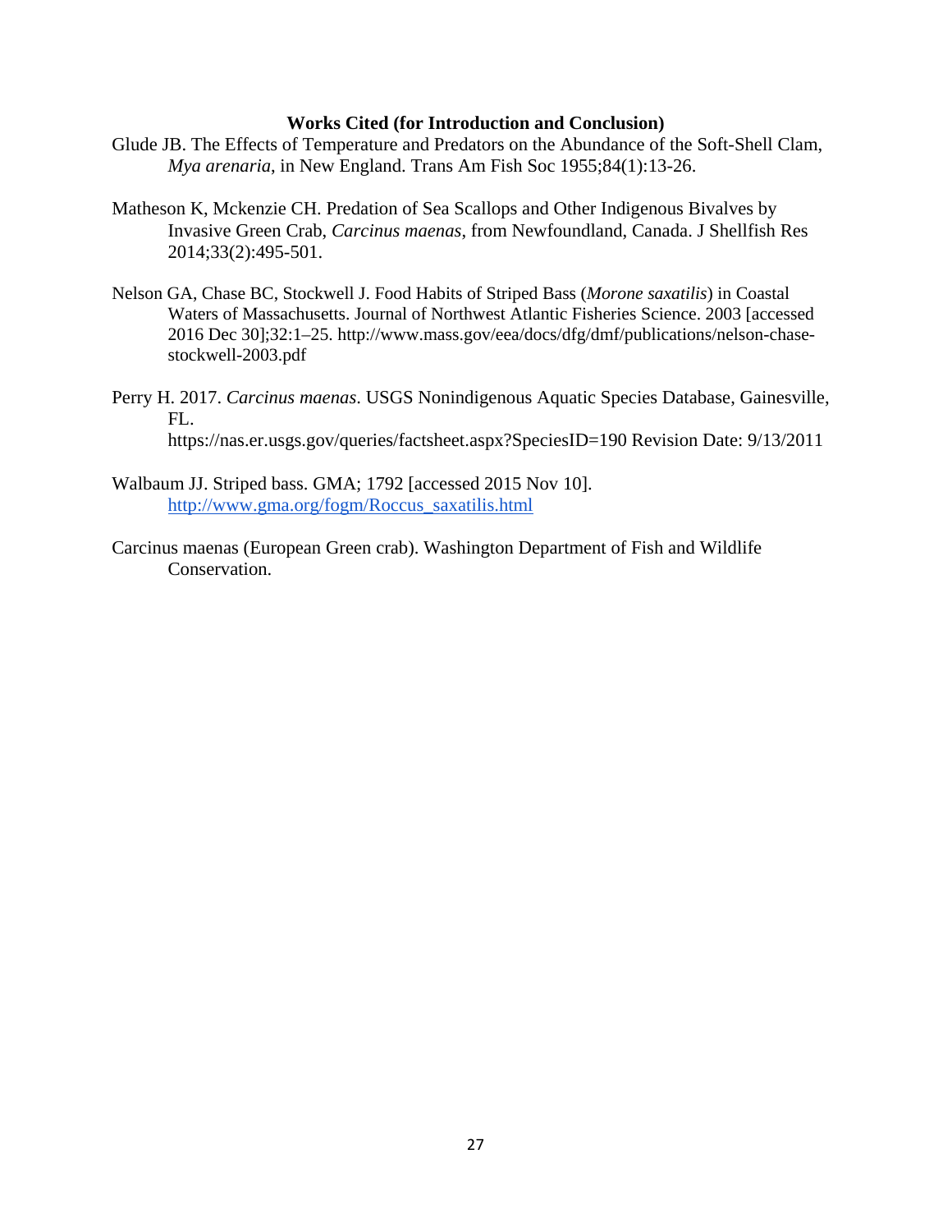**Works Cited (for Introduction and Conclusion)**

Glude JB. The Effects of Temperature and Predators on the Abundance of the Soft-Shell Clam, *Mya arenaria*, in New England. Trans Am Fish Soc 1955;84(1):13-26.

Matheson K, Mckenzie CH. Predation of Sea Scallops and Other Indigenous Bivalves by Invasive Green Crab, *Carcinus maenas*, from Newfoundland, Canada. J Shellfish Res 2014;33(2):495-501.

Nelson GA, Chase BC, Stockwell J. Food Habits of Striped Bass (*Morone saxatilis*) in Coastal Waters of Massachusetts. Journal of Northwest Atlantic Fisheries Science. 2003 [accessed 2016 Dec 30];32:1–25. http://www.mass.gov/eea/docs/dfg/dmf/publications/nelson-chase-stockwell-2003.pdf

Perry H. 2017. *Carcinus maenas*. USGS Nonindigenous Aquatic Species Database, Gainesville, FL.
https://nas.er.usgs.gov/queries/factsheet.aspx?SpeciesID=190 Revision Date: 9/13/2011

Walbaum JJ. Striped bass. GMA; 1792 [accessed 2015 Nov 10]. http://www.gma.org/fogm/Roccus_saxatilis.html

Carcinus maenas (European Green crab). Washington Department of Fish and Wildlife Conservation.